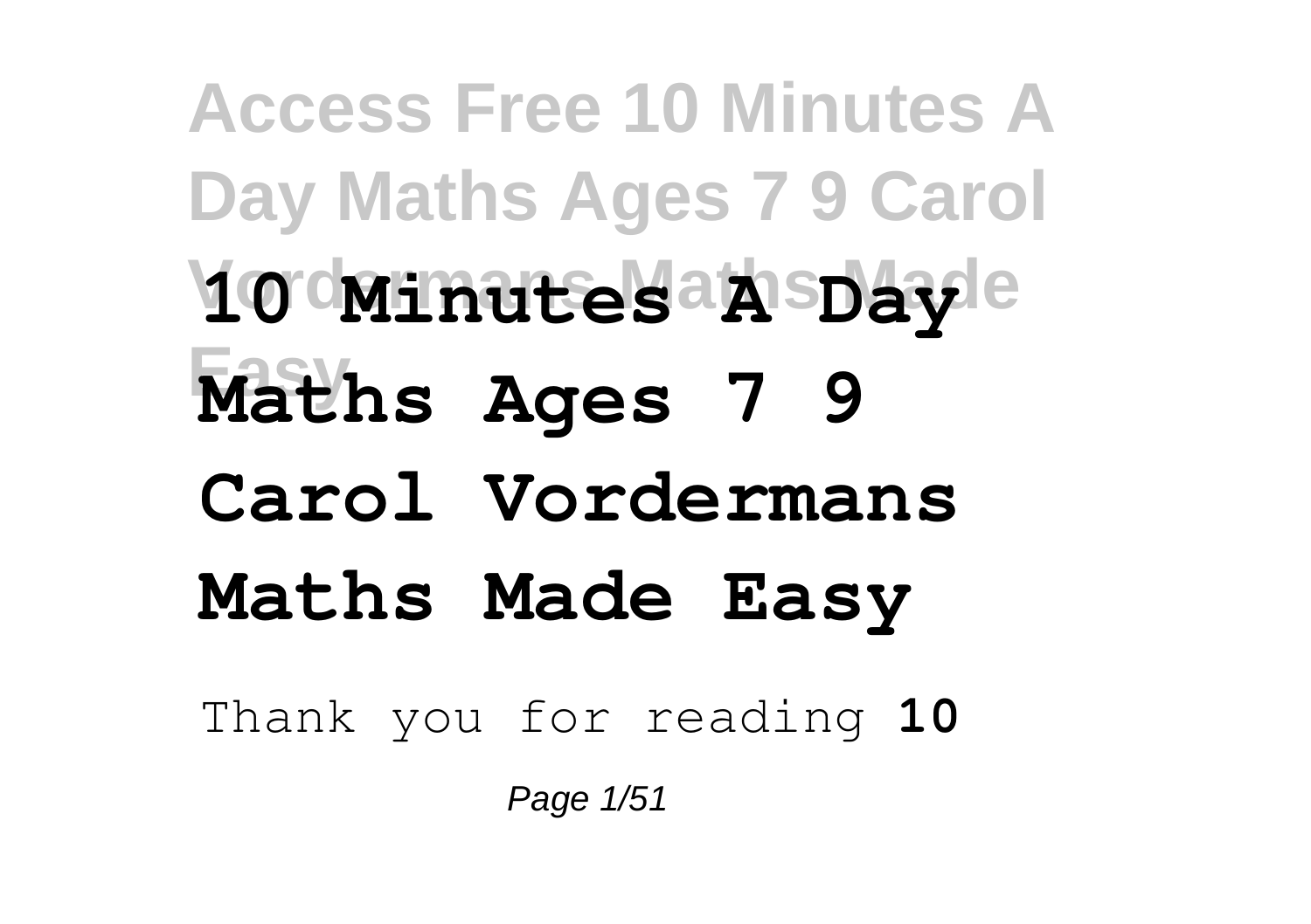# 10 Minutes A Day Maths Ages 7 9 Carol Vordermans Maths Made Easy

Thank you for reading **10**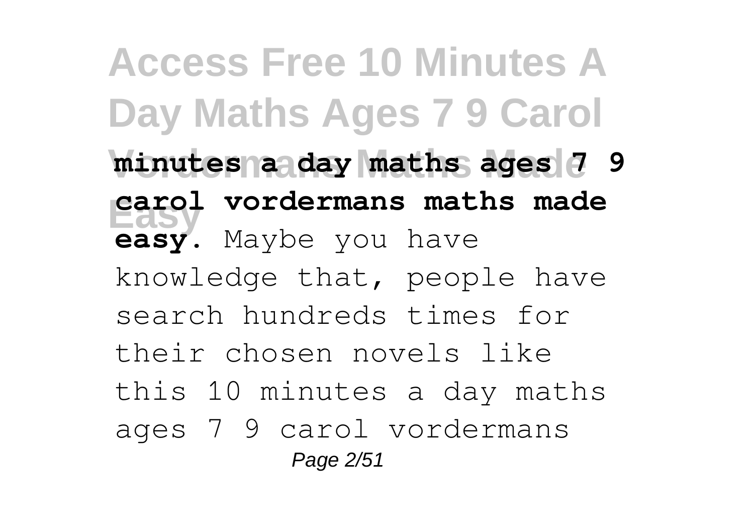**minutes a day maths ages 7 9 carol vordermans maths made easy**. Maybe you have knowledge that, people have search hundreds times for their chosen novels like this 10 minutes a day maths ages 7 9 carol vordermans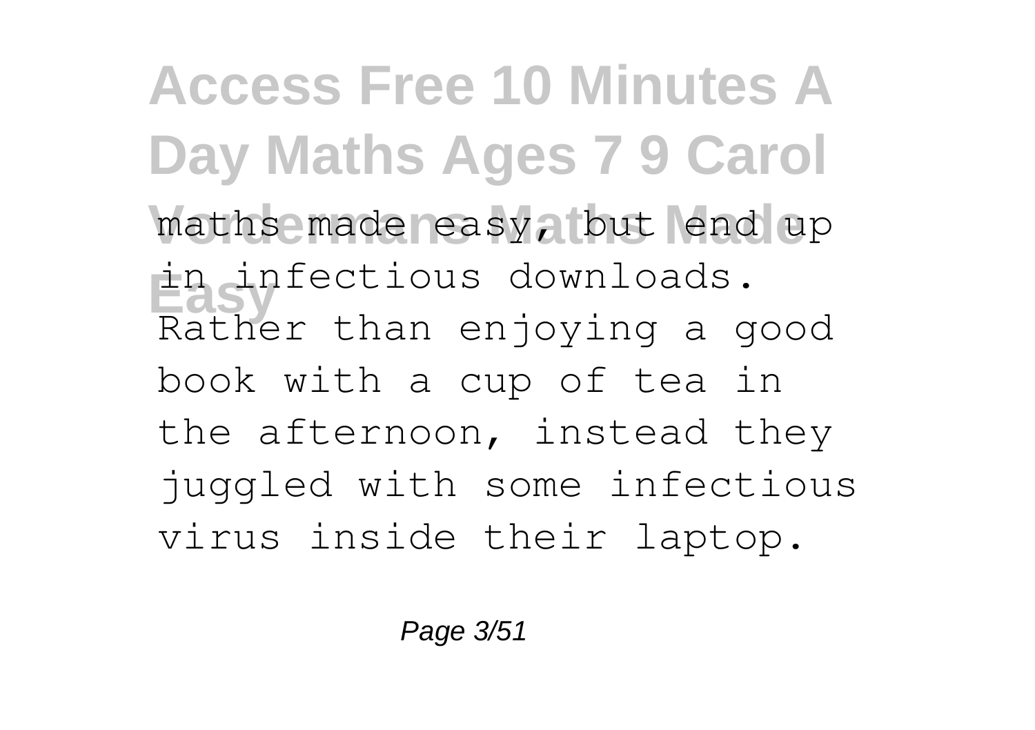maths made easy, but end up in infectious downloads. Rather than enjoying a good book with a cup of tea in the afternoon, instead they juggled with some infectious virus inside their laptop.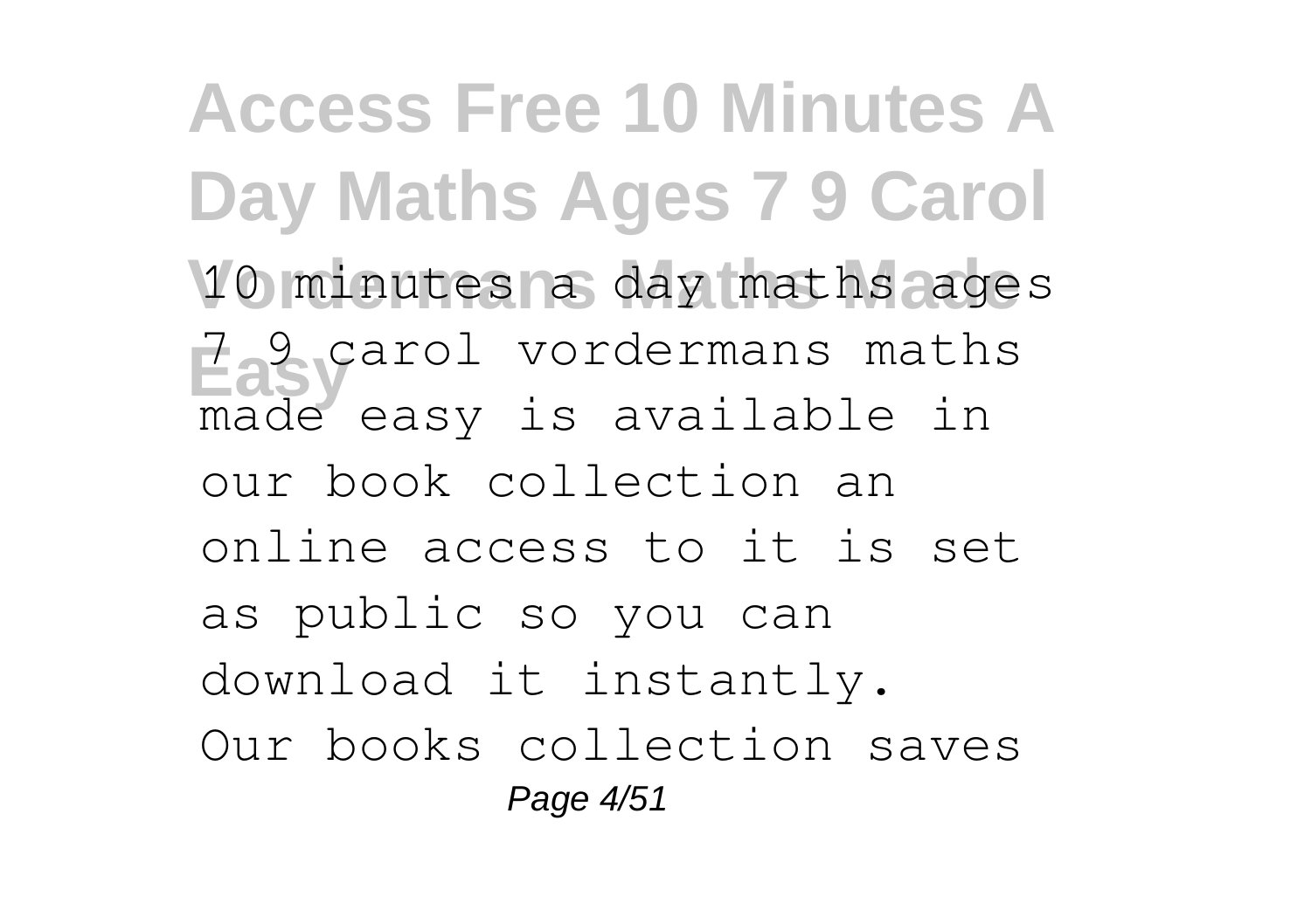10 minutes a day maths ages 7 9 carol vordermans maths made easy is available in our book collection an online access to it is set as public so you can download it instantly. Our books collection saves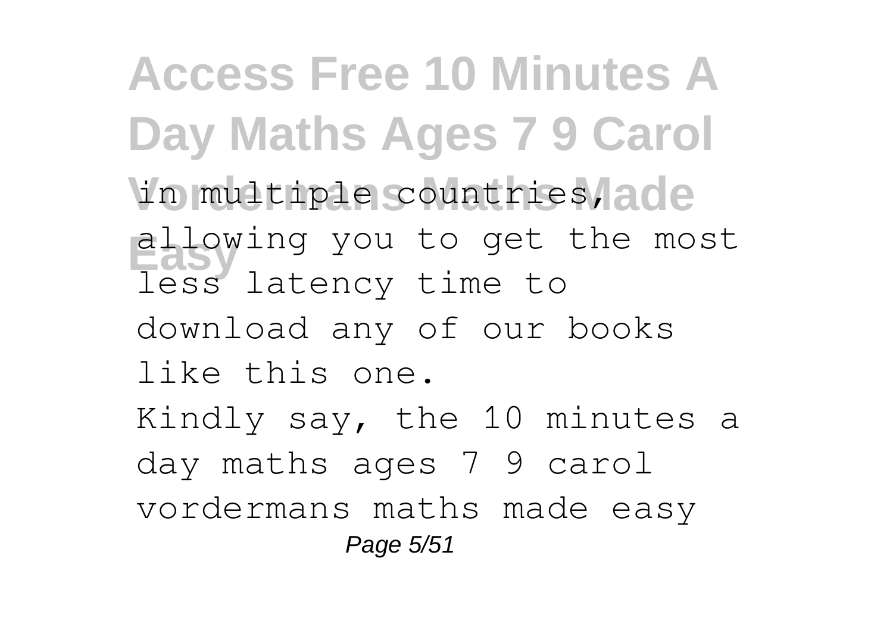in multiple countries, allowing you to get the most less latency time to download any of our books like this one.

Kindly say, the 10 minutes a day maths ages 7 9 carol vordermans maths made easy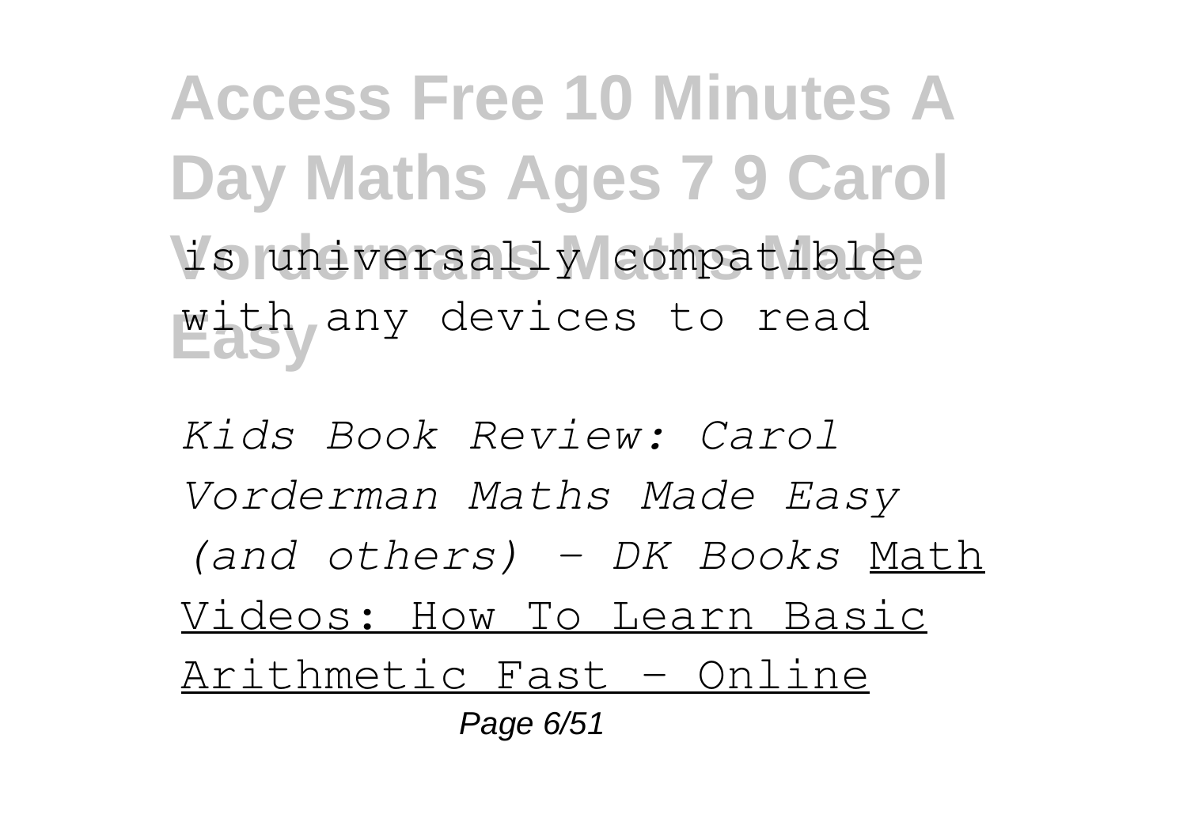is universally compatible with any devices to read

*Kids Book Review: Carol Vorderman Maths Made Easy (and others) - DK Books* Math Videos: How To Learn Basic Arithmetic Fast - Online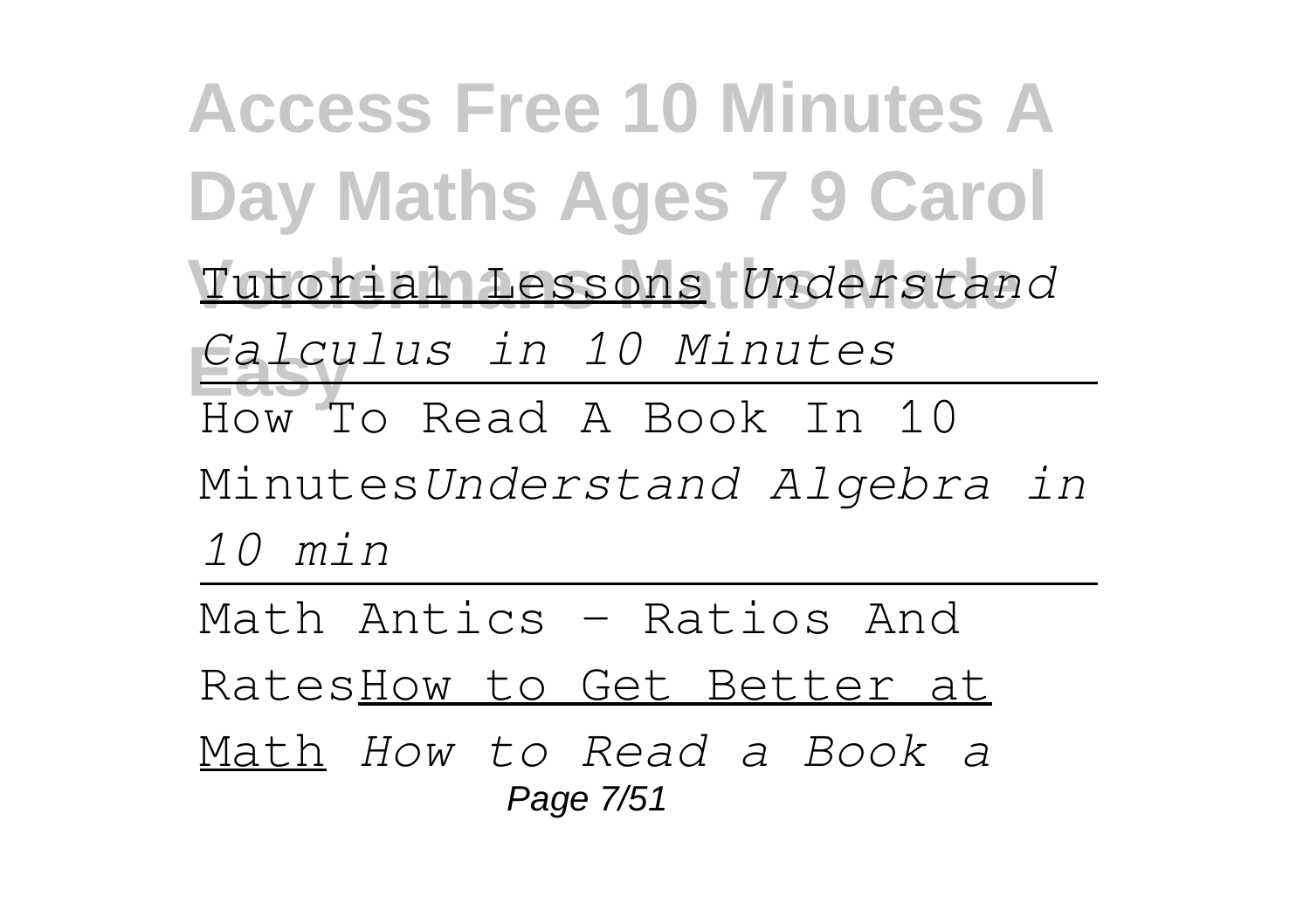# Access Free 10 Minutes A Day Maths Ages 7 9 Carol Vordermans Maths Made Easy

Tutorial Lessons *Understand Calculus in 10 Minutes*

How To Read A Book In 10 Minutes*Understand Algebra in 10 min*

Math Antics - Ratios And RatesHow to Get Better at Math *How to Read a Book a*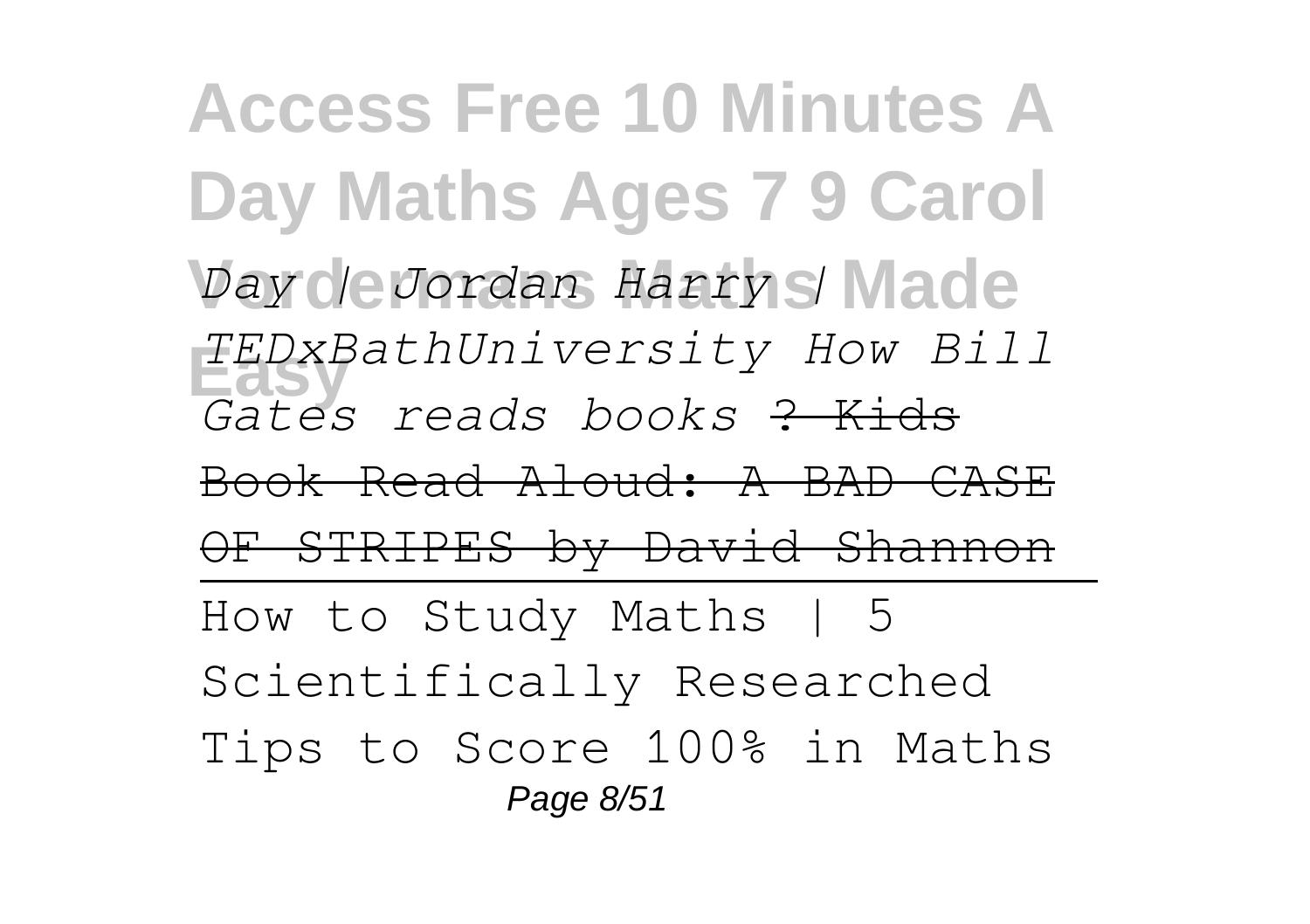*Day | Jordan Harry | TEDxBathUniversity How Bill Gates reads books* ~~? Kids Book Read Aloud: A BAD CASE OF STRIPES by David Shannon~~

How to Study Maths | 5 Scientifically Researched Tips to Score 100% in Maths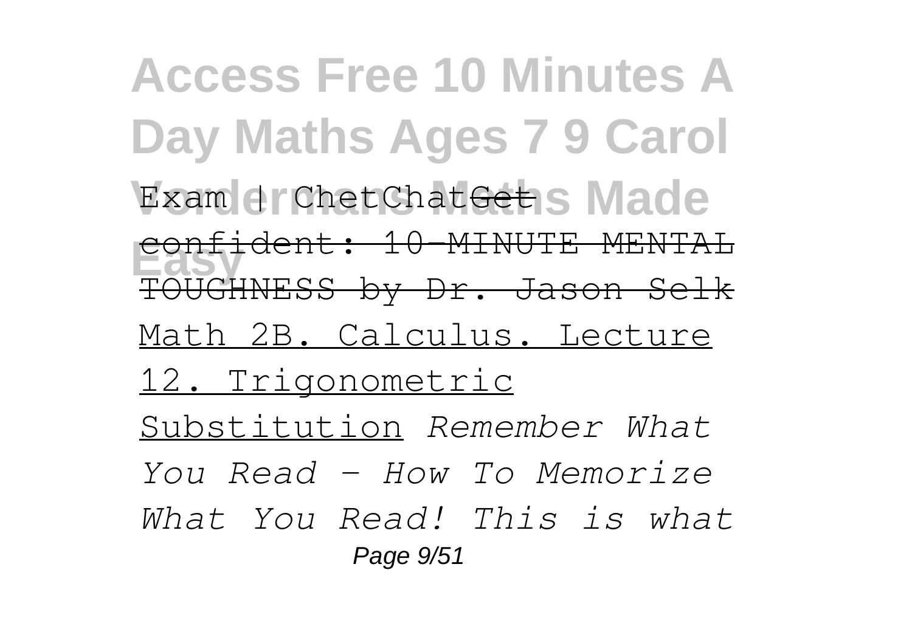Exam | ChetChat~~Get confident: 10-MINUTE MENTAL TOUGHNESS by Dr. Jason Selk~~

Math 2B. Calculus. Lecture 12. Trigonometric Substitution *Remember What You Read - How To Memorize What You Read! This is what*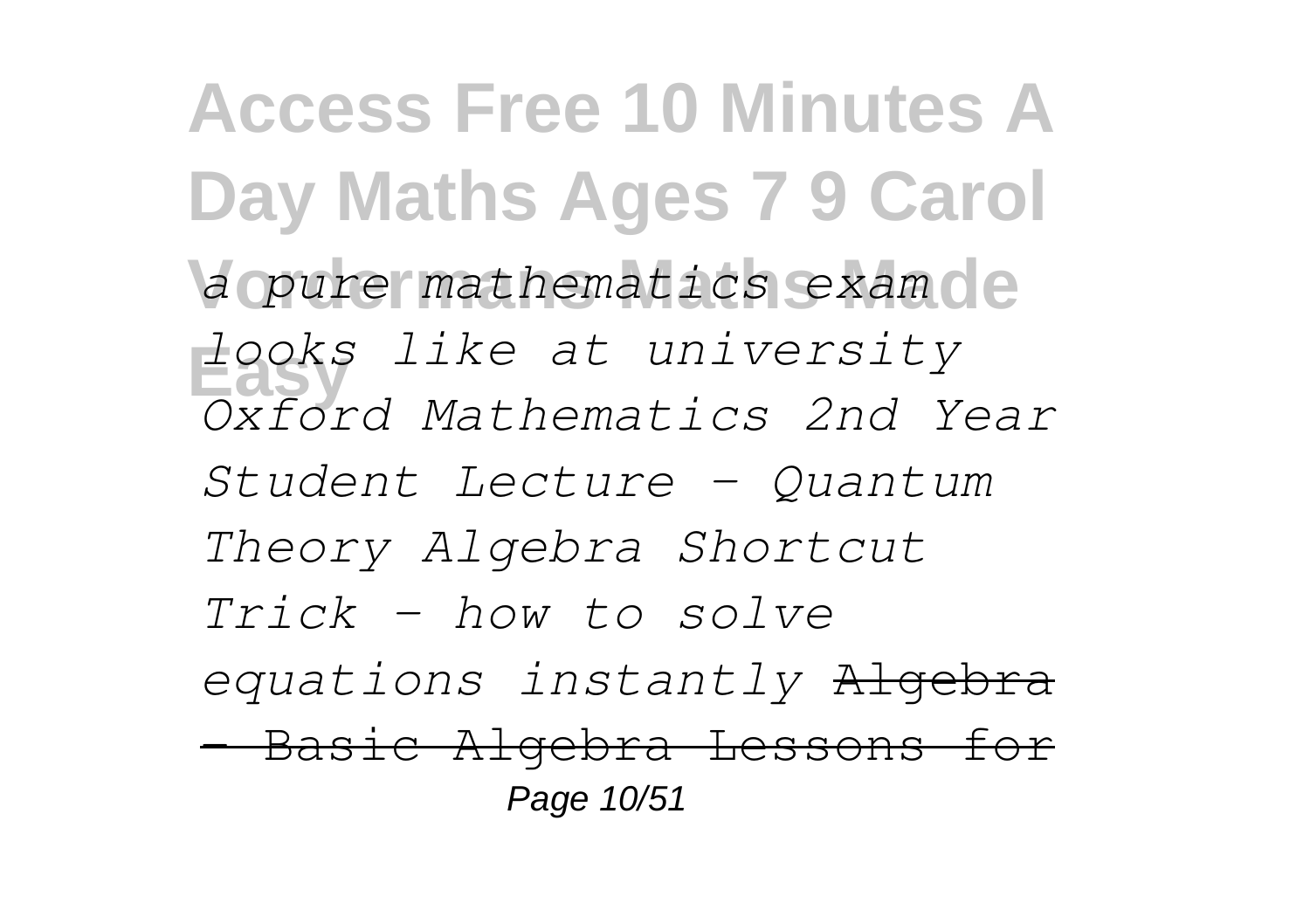*a pure mathematics exam looks like at university Oxford Mathematics 2nd Year Student Lecture - Quantum Theory Algebra Shortcut Trick - how to solve equations instantly* ~~Algebra - Basic Algebra Lessons for~~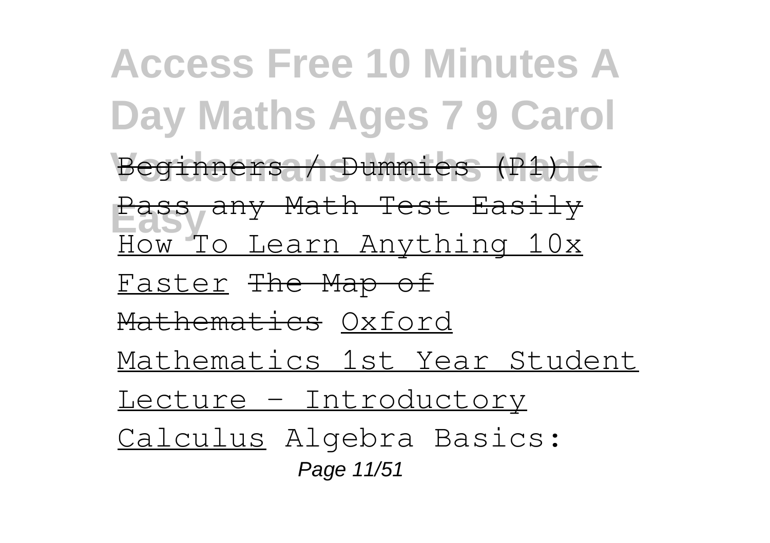Beginners / Dummies (P1) - Pass any Math Test Easily How To Learn Anything 10x Faster The Map of Mathematics Oxford Mathematics 1st Year Student Lecture - Introductory Calculus Algebra Basics: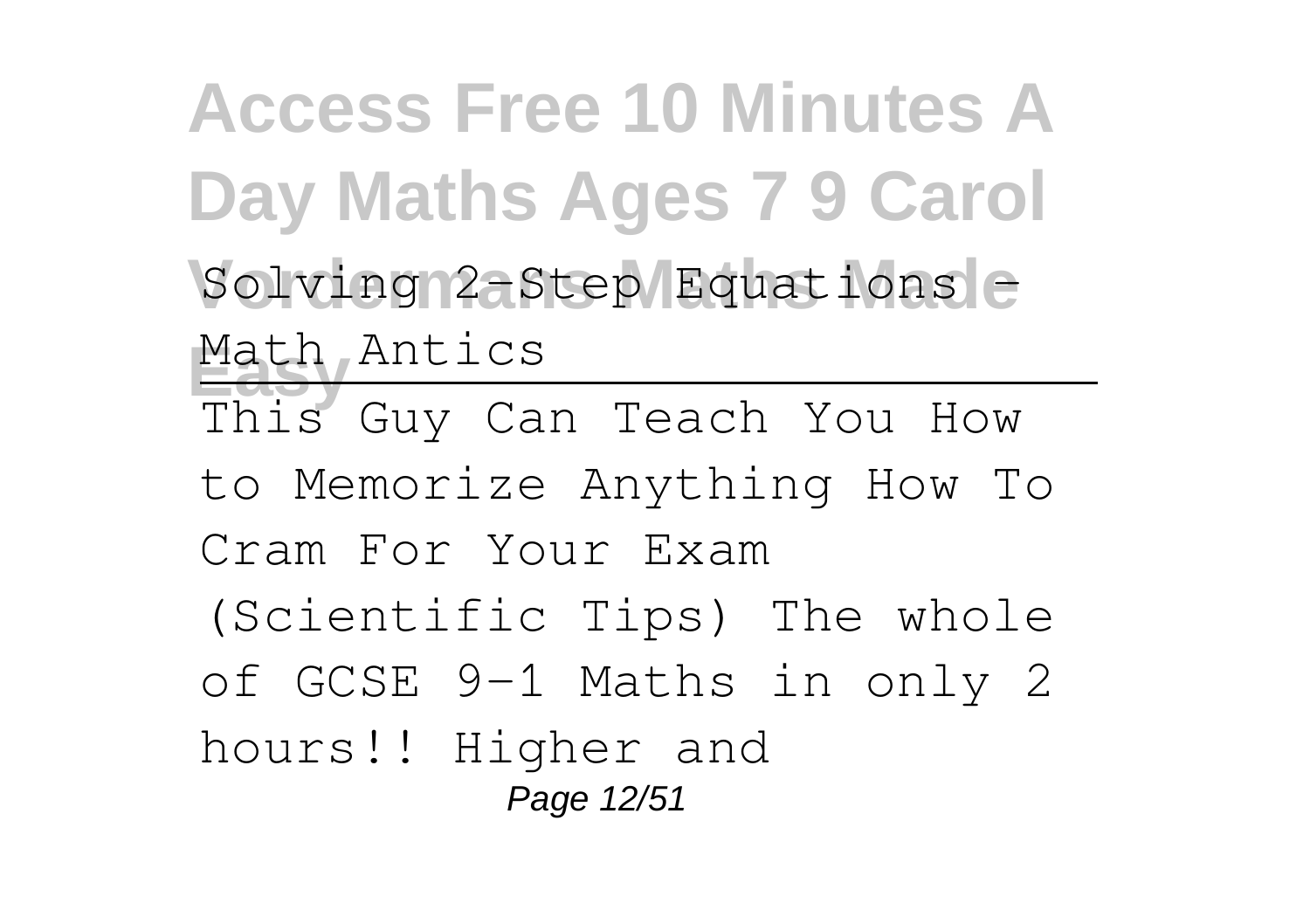Solving 2-Step Equations - Math Antics

This Guy Can Teach You How to Memorize Anything How To Cram For Your Exam (Scientific Tips) The whole of GCSE 9-1 Maths in only 2 hours!! Higher and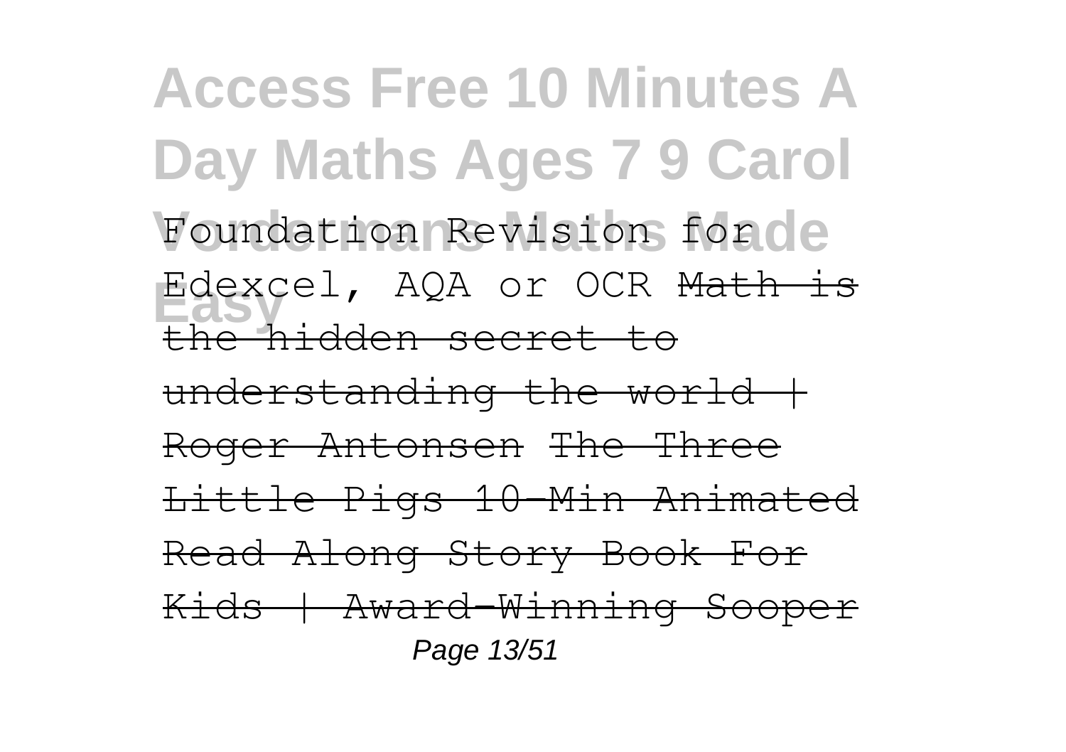Foundation Revision for Edexcel, AQA or OCR ~~Math is the hidden secret to understanding the world | Roger Antonsen~~ ~~The Three Little Pigs 10-Min Animated Read Along Story Book For Kids | Award-Winning Sooper~~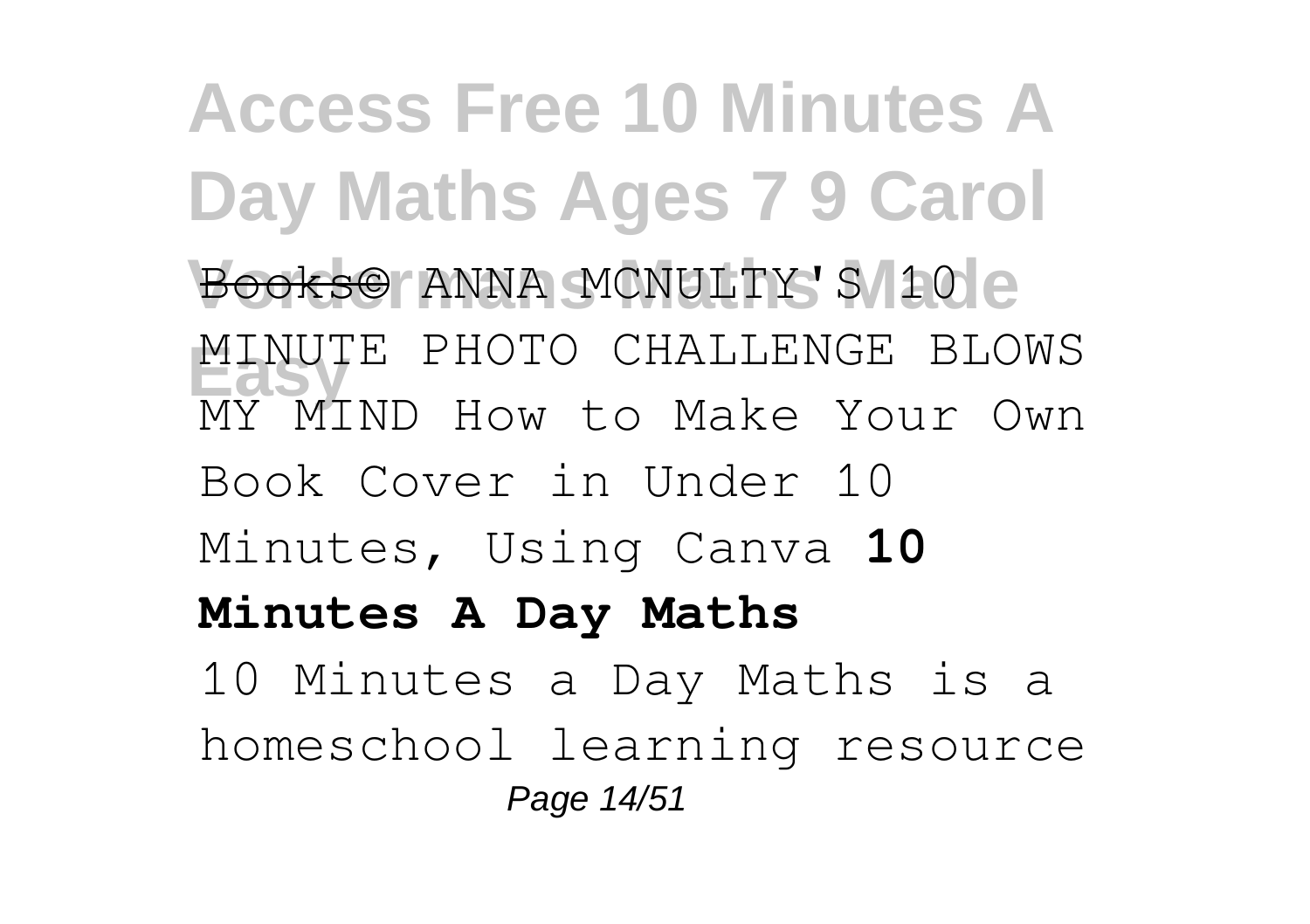Books© ANNA MCNULTY'S 10 MINUTE PHOTO CHALLENGE BLOWS MY MIND How to Make Your Own Book Cover in Under 10 Minutes, Using Canva **10 Minutes A Day Maths**

10 Minutes a Day Maths is a homeschool learning resource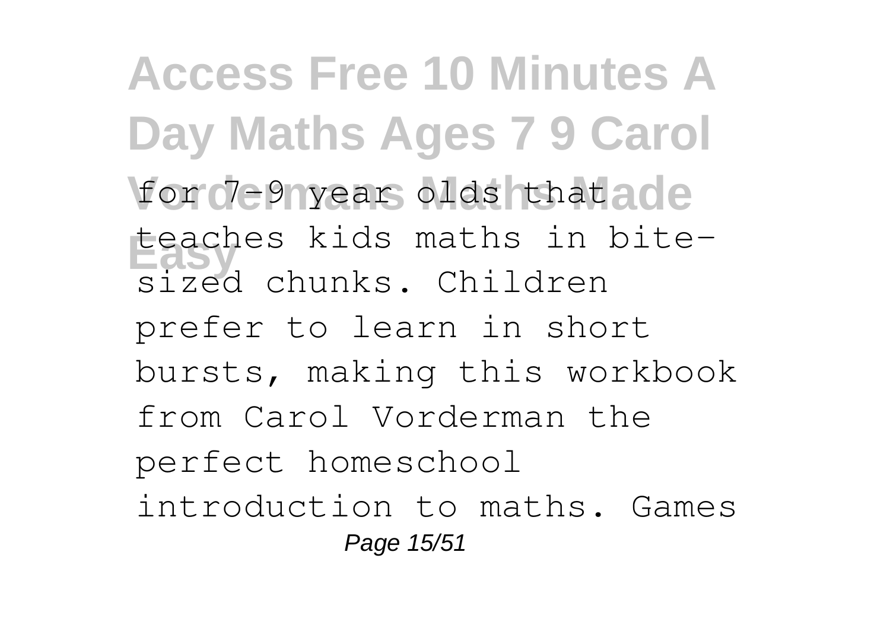for 7-9 year olds that teaches kids maths in bite-sized chunks. Children prefer to learn in short bursts, making this workbook from Carol Vorderman the perfect homeschool introduction to maths. Games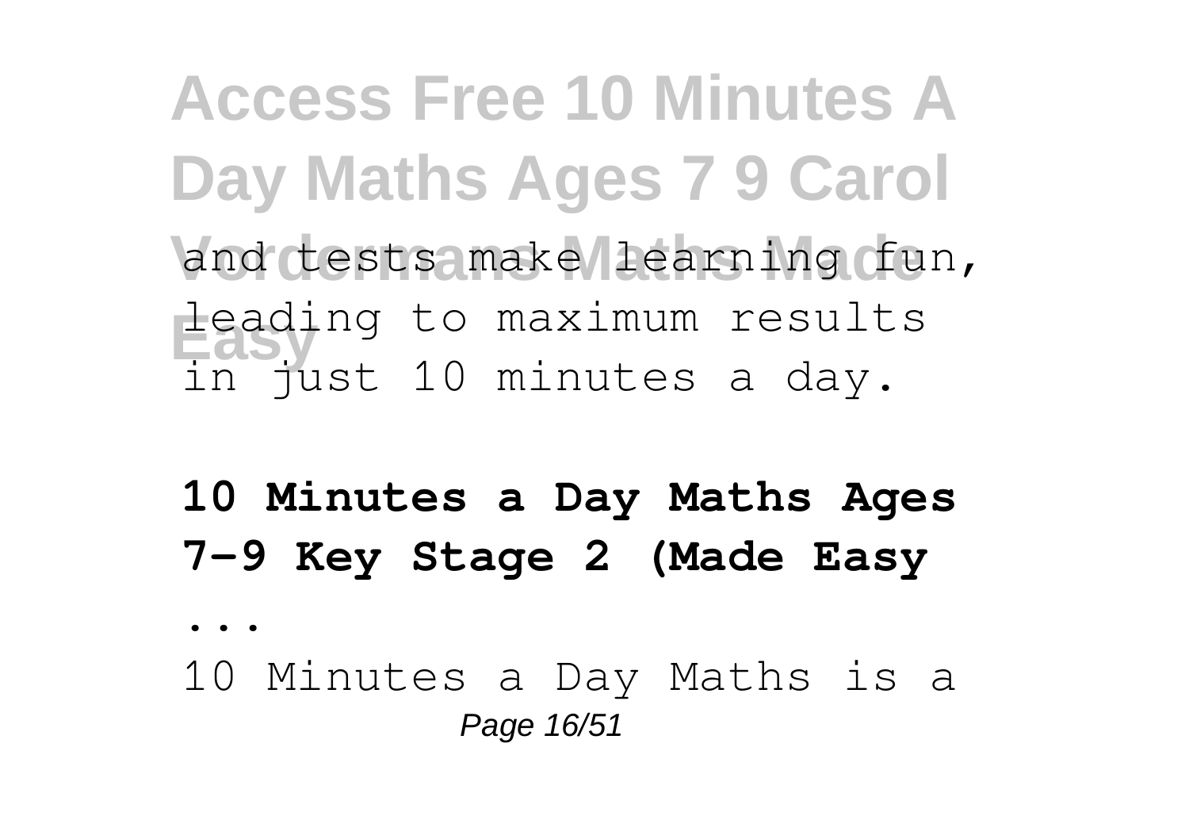and tests make learning fun, leading to maximum results in just 10 minutes a day.

**10 Minutes a Day Maths Ages 7-9 Key Stage 2 (Made Easy ...**

10 Minutes a Day Maths is a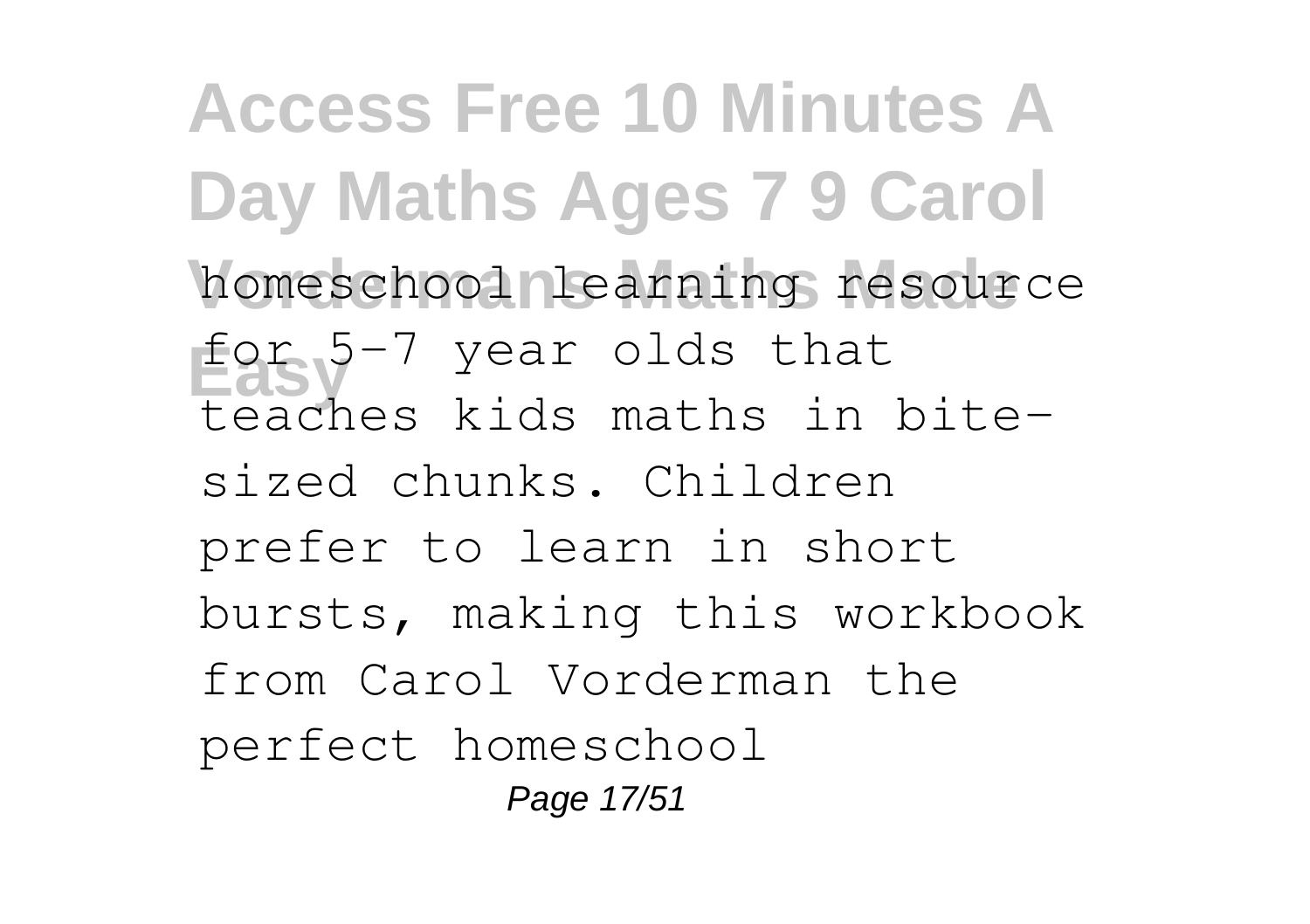homeschool learning resource for 5-7 year olds that teaches kids maths in bite-sized chunks. Children prefer to learn in short bursts, making this workbook from Carol Vorderman the perfect homeschool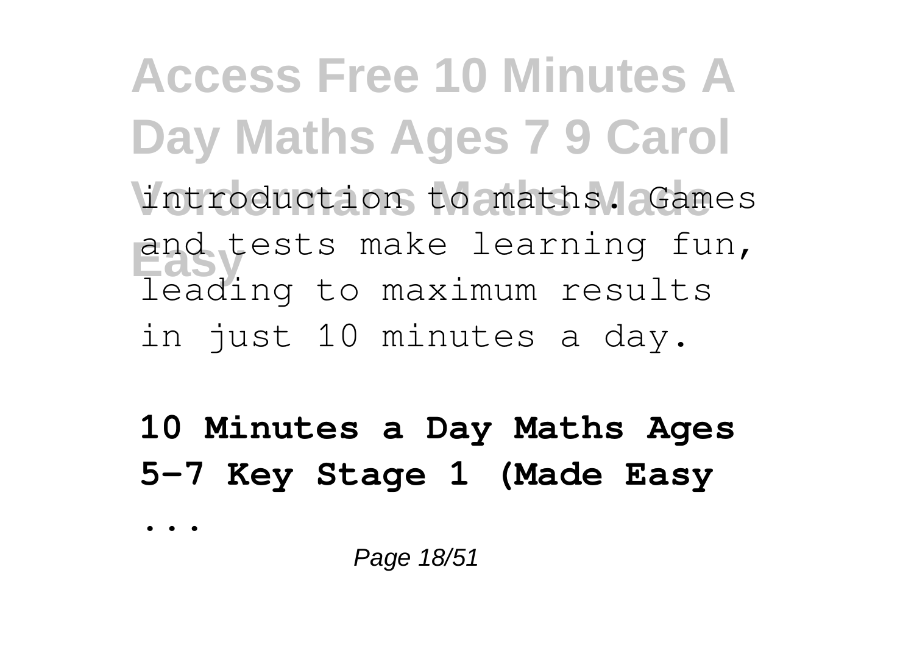introduction to maths. Games and tests make learning fun, leading to maximum results in just 10 minutes a day.

**10 Minutes a Day Maths Ages 5-7 Key Stage 1 (Made Easy ...**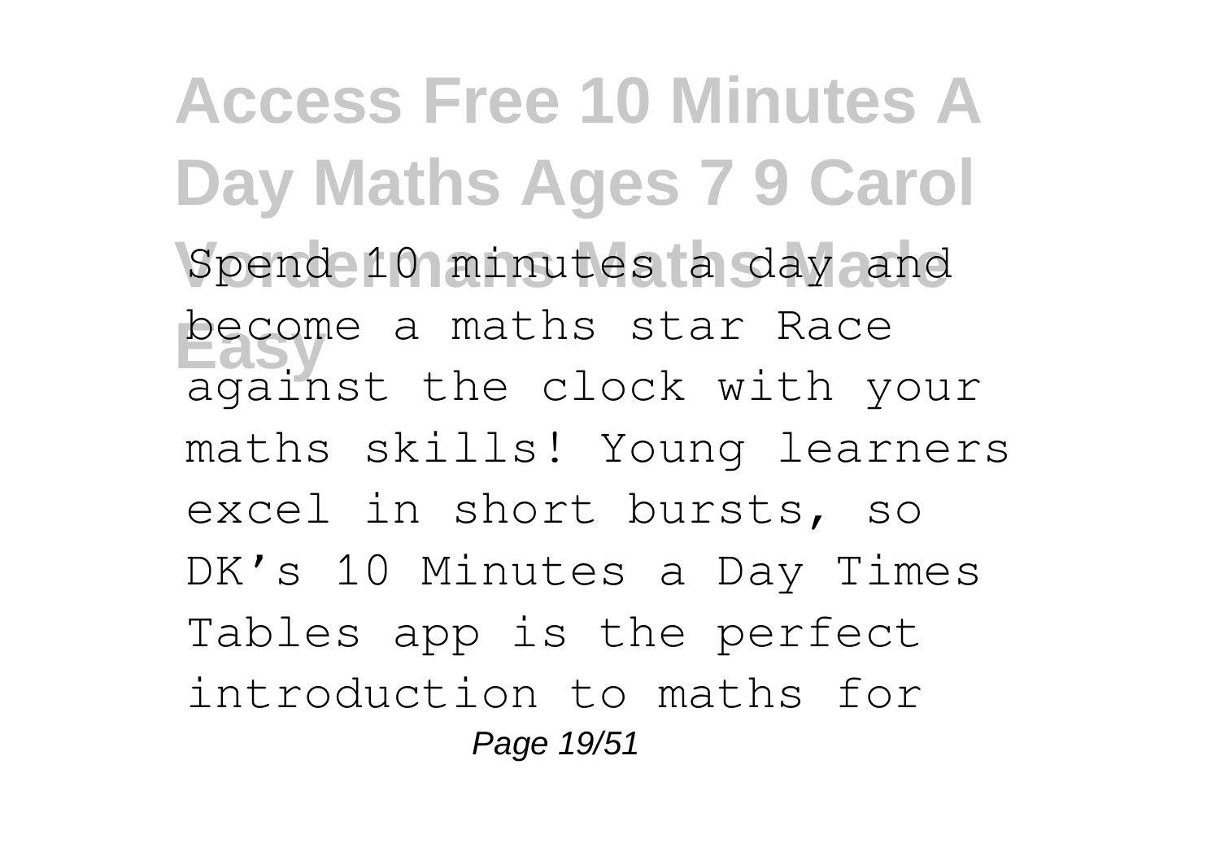Spend 10 minutes a day and become a maths star Race against the clock with your maths skills! Young learners excel in short bursts, so DK's 10 Minutes a Day Times Tables app is the perfect introduction to maths for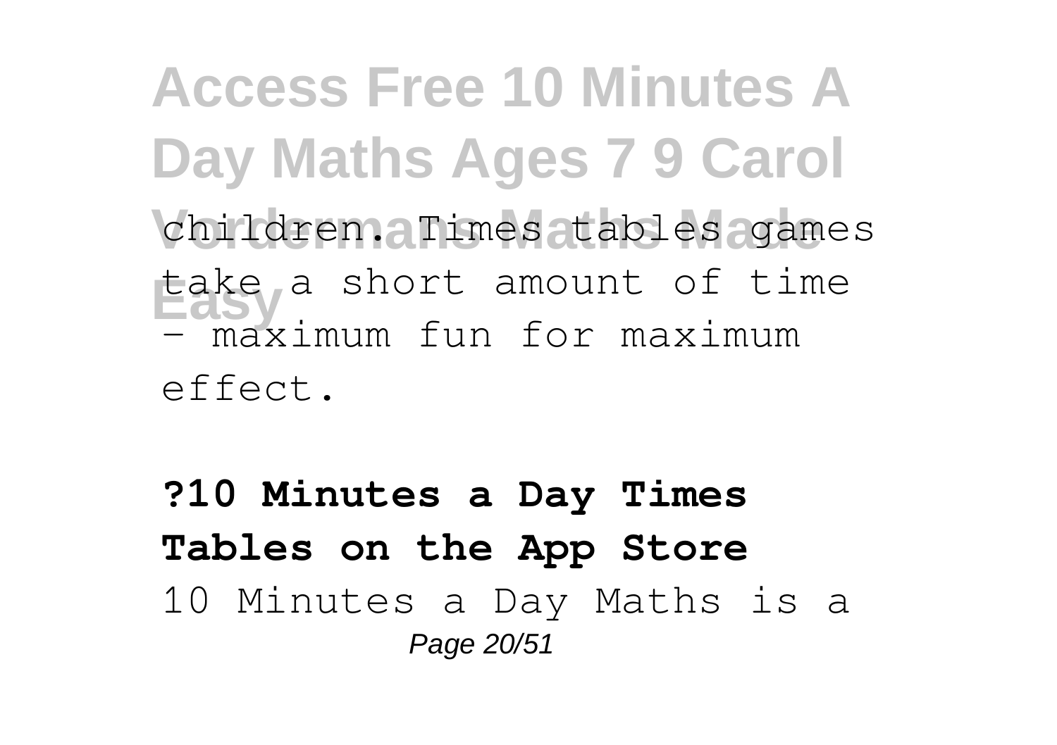children. Times tables games take a short amount of time - maximum fun for maximum effect.

**?10 Minutes a Day Times Tables on the App Store**

10 Minutes a Day Maths is a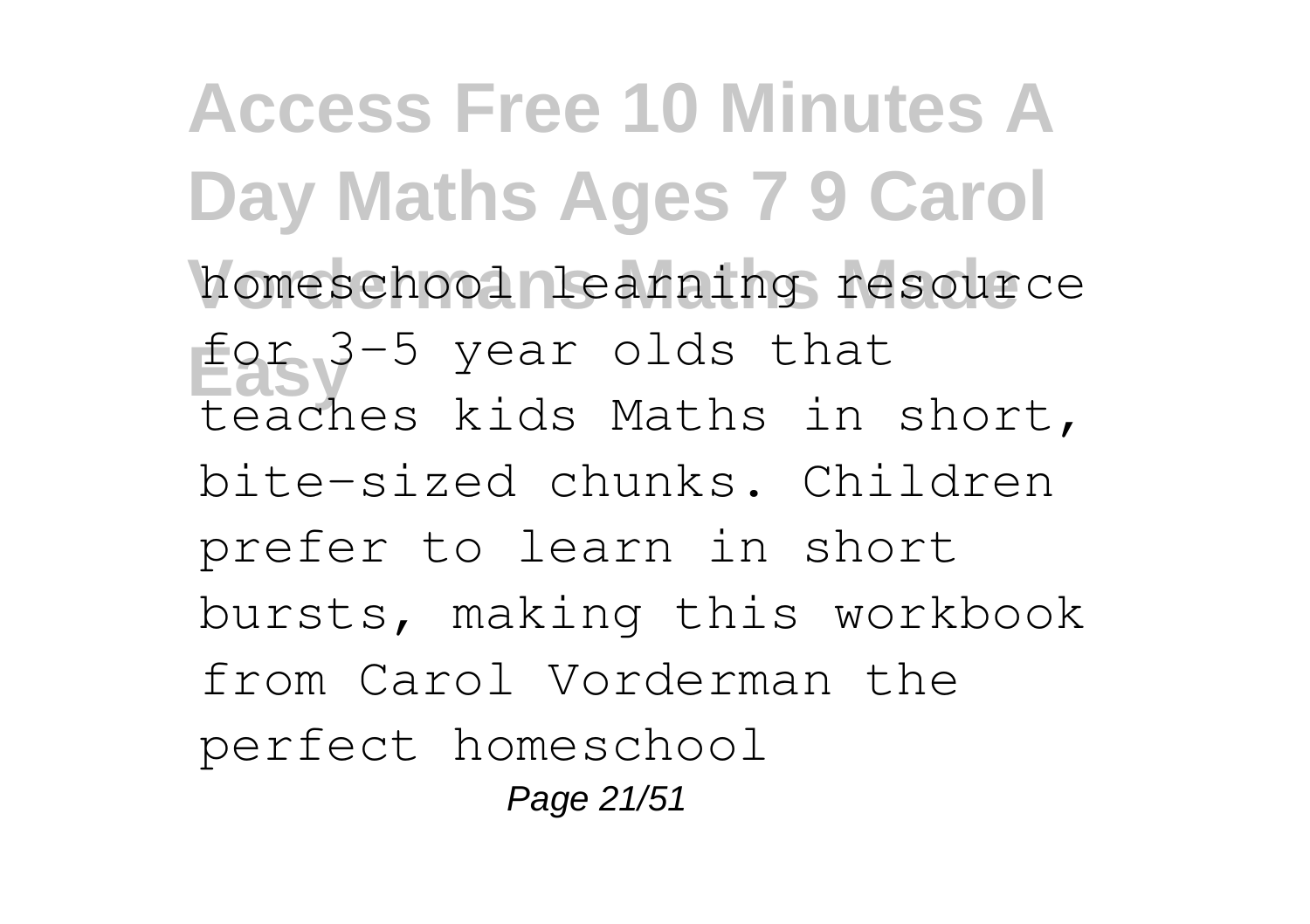homeschool learning resource for 3-5 year olds that teaches kids Maths in short, bite-sized chunks. Children prefer to learn in short bursts, making this workbook from Carol Vorderman the perfect homeschool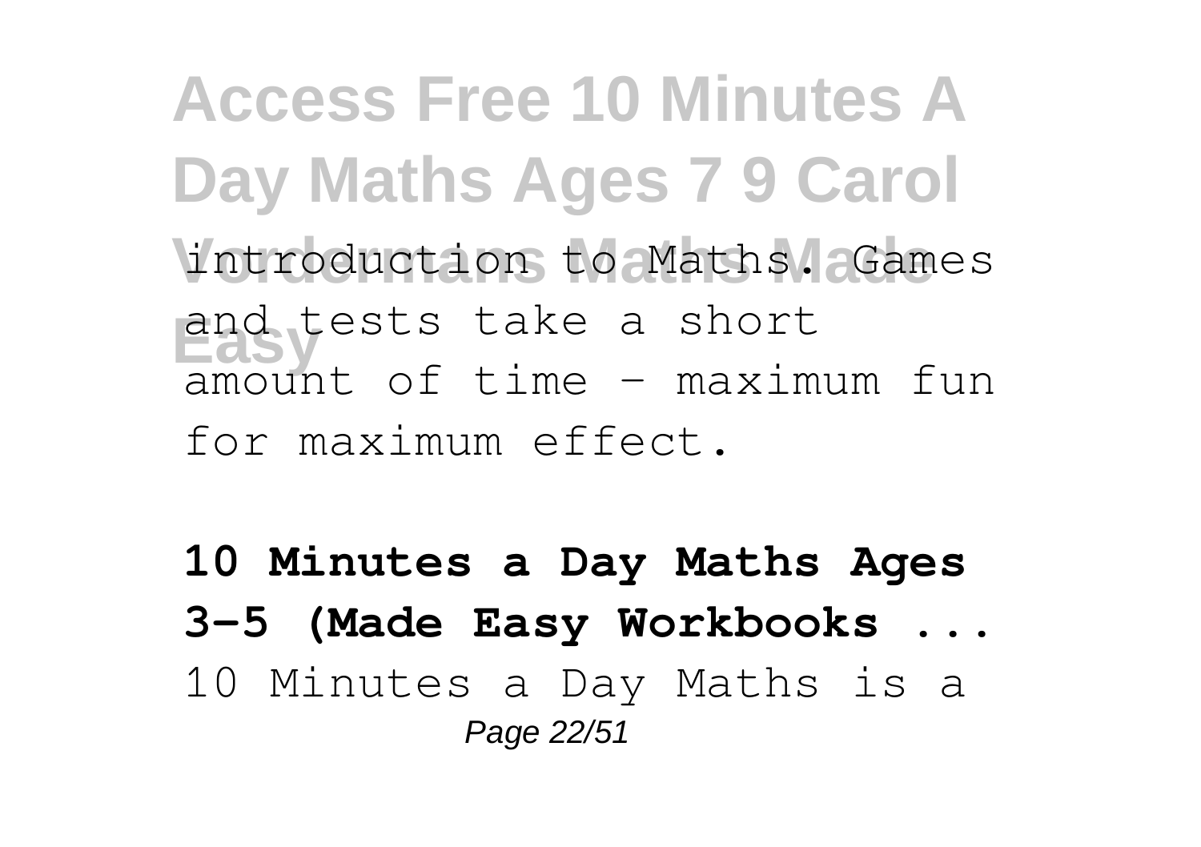introduction to Maths. Games and tests take a short amount of time – maximum fun for maximum effect.

**10 Minutes a Day Maths Ages 3-5 (Made Easy Workbooks ...**

10 Minutes a Day Maths is a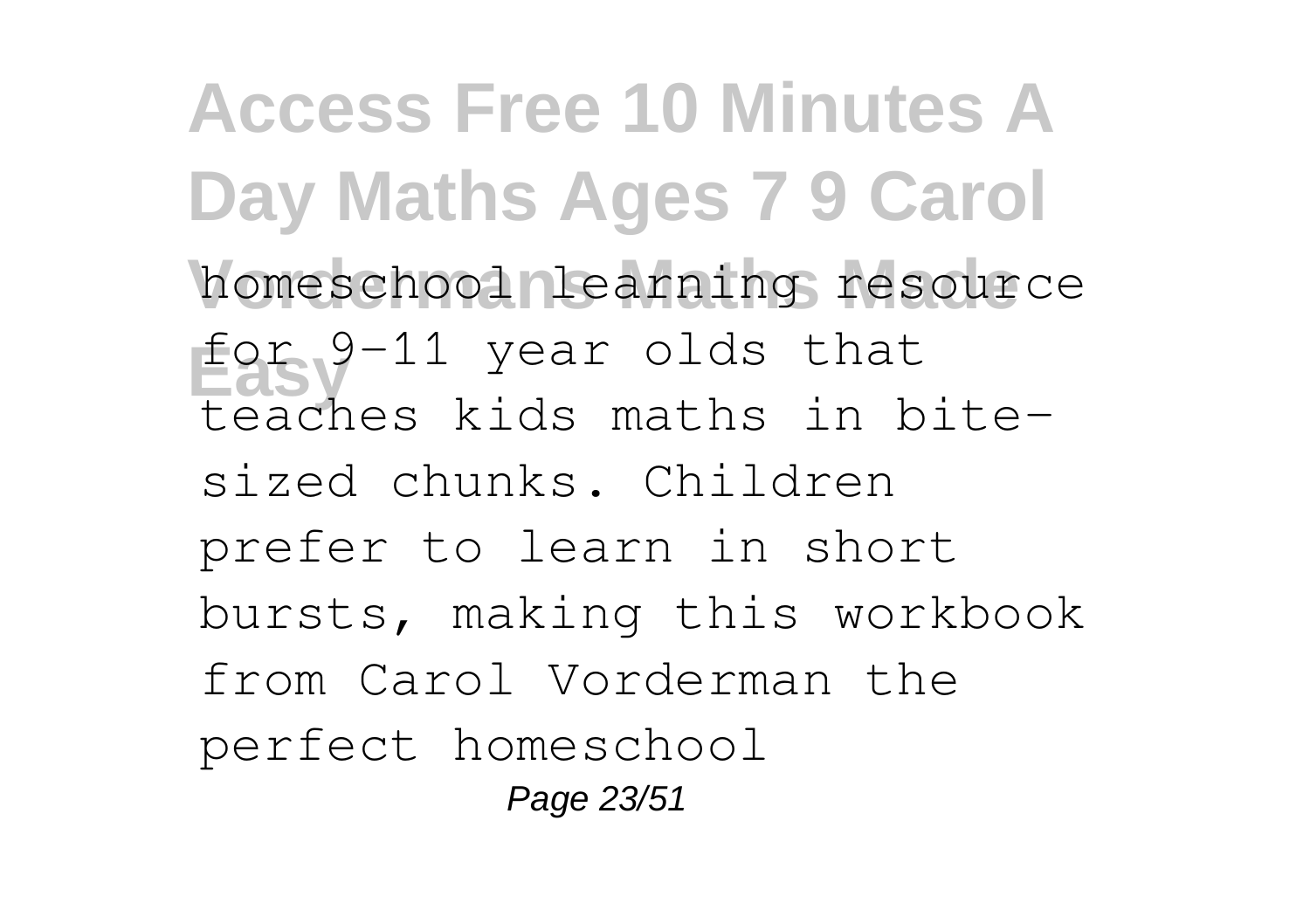homeschool learning resource for 9-11 year olds that teaches kids maths in bite-sized chunks. Children prefer to learn in short bursts, making this workbook from Carol Vorderman the perfect homeschool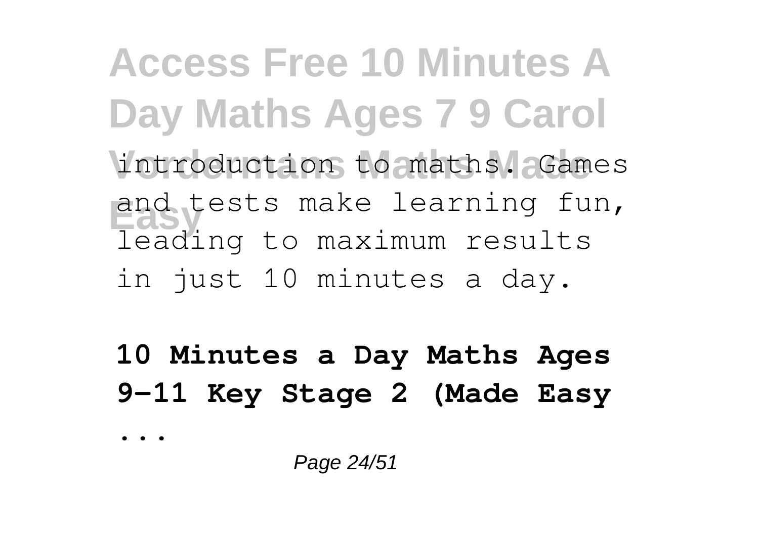introduction to maths. Games and tests make learning fun, leading to maximum results in just 10 minutes a day.

**10 Minutes a Day Maths Ages 9-11 Key Stage 2 (Made Easy ...**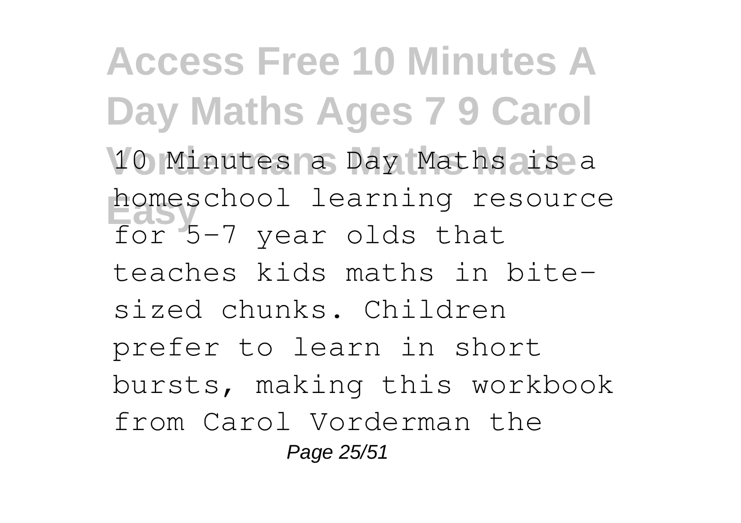10 Minutes a Day Maths is a homeschool learning resource for 5-7 year olds that teaches kids maths in bite-sized chunks. Children prefer to learn in short bursts, making this workbook from Carol Vorderman the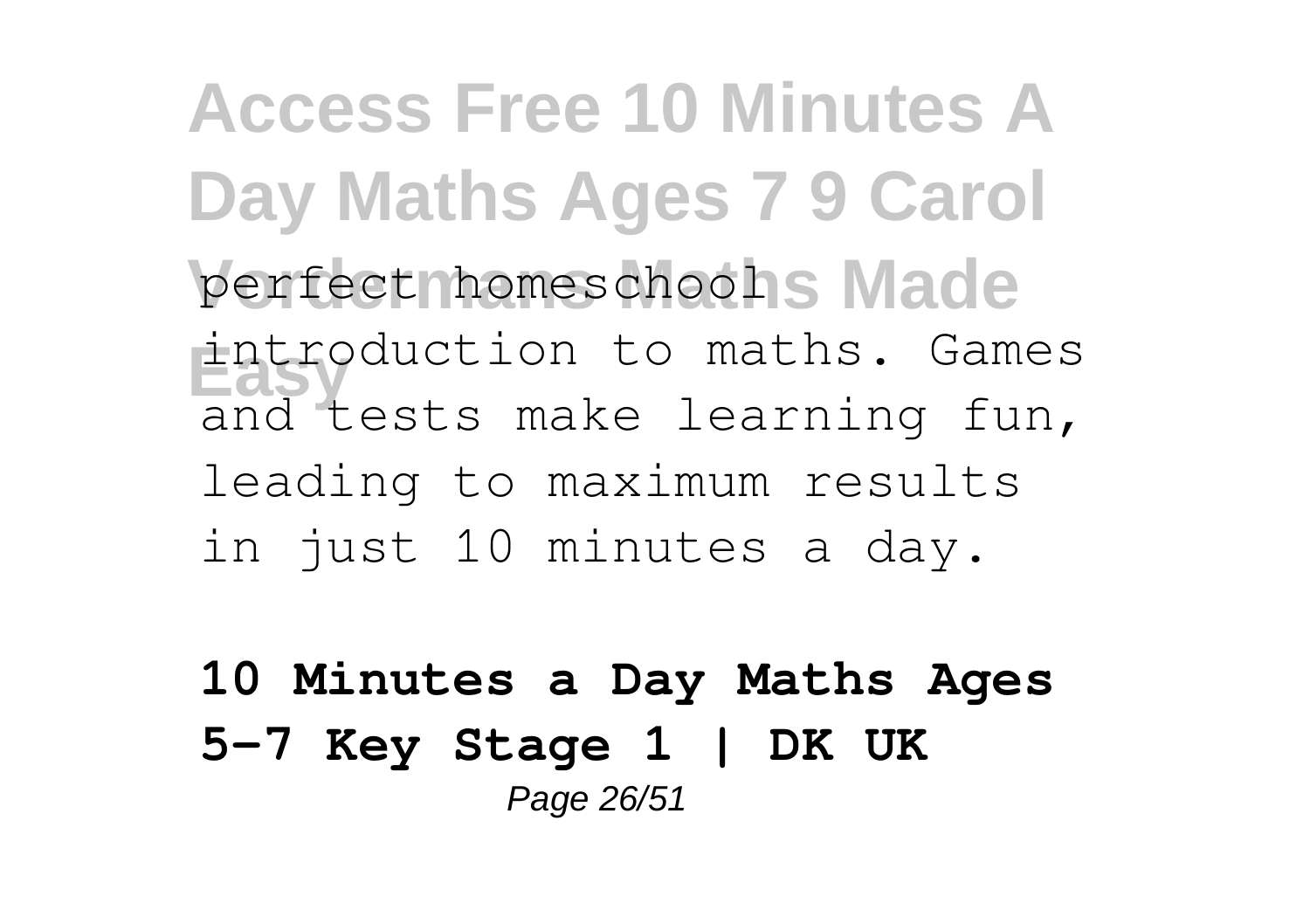perfect homeschool introduction to maths. Games and tests make learning fun, leading to maximum results in just 10 minutes a day.

**10 Minutes a Day Maths Ages 5-7 Key Stage 1 | DK UK**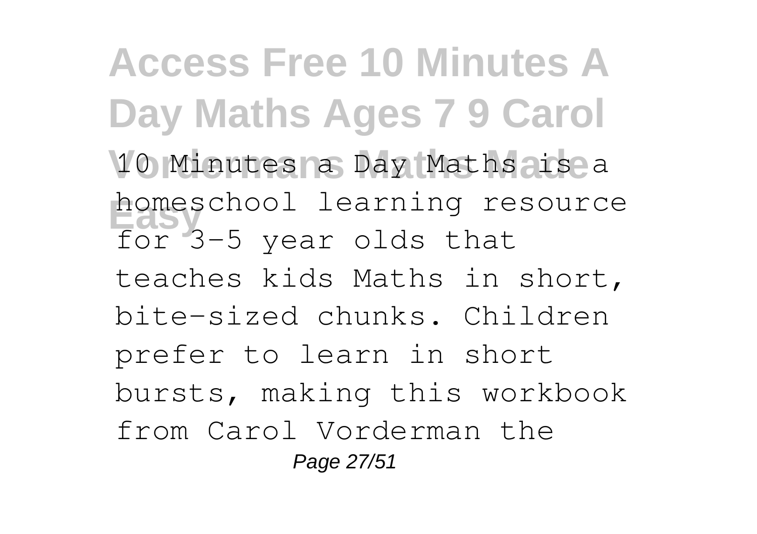10 Minutes a Day Maths is a homeschool learning resource for 3-5 year olds that teaches kids Maths in short, bite-sized chunks. Children prefer to learn in short bursts, making this workbook from Carol Vorderman the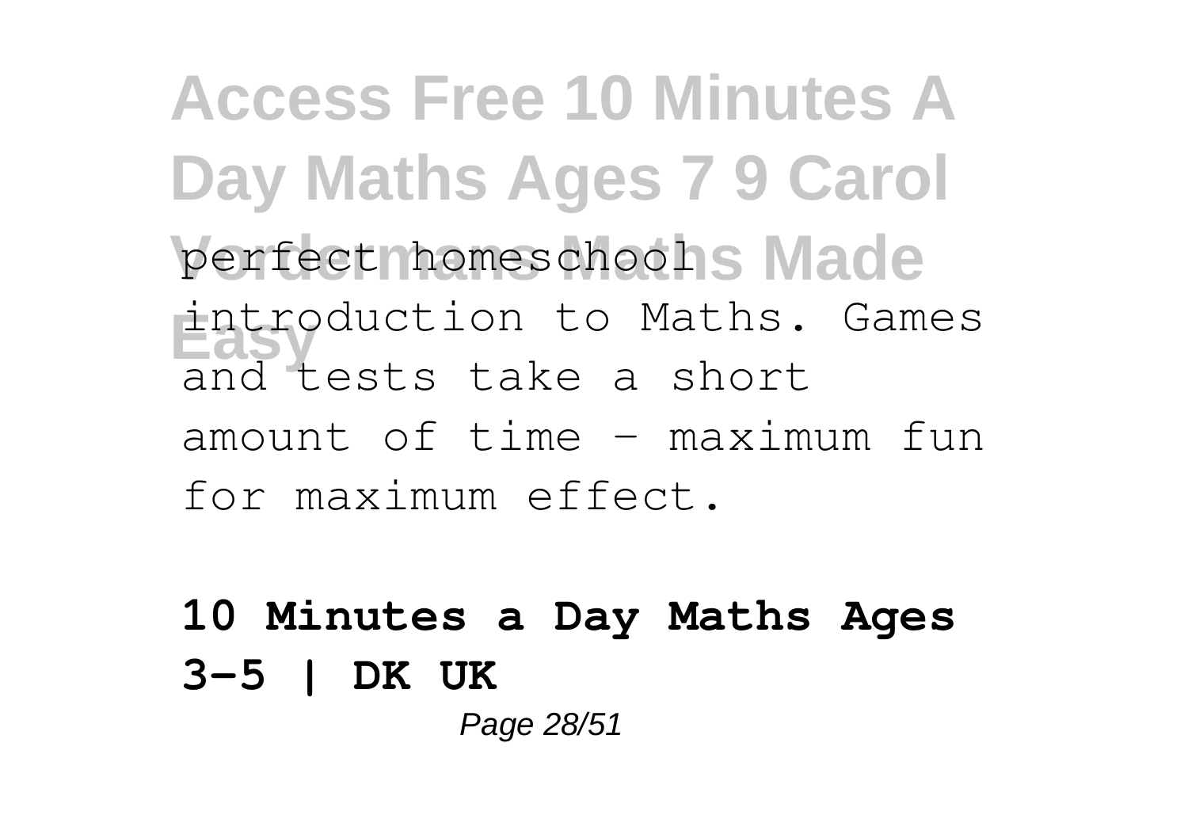perfect homeschool introduction to Maths. Games and tests take a short amount of time - maximum fun for maximum effect.

**10 Minutes a Day Maths Ages 3-5 | DK UK**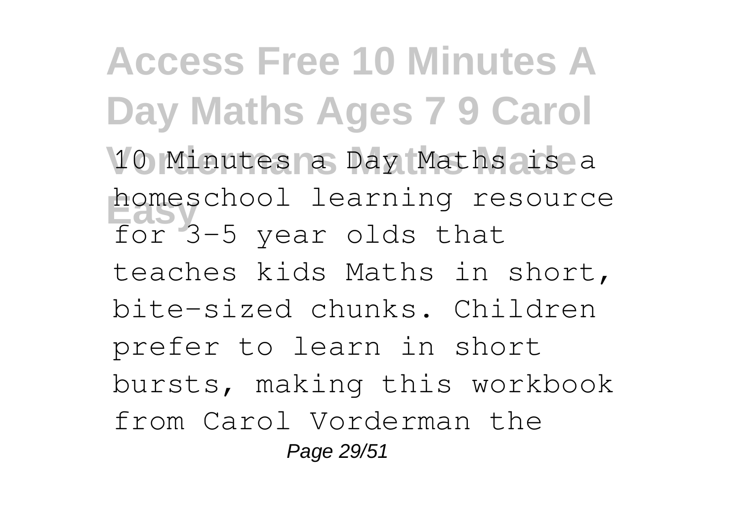# Access Free 10 Minutes A Day Maths Ages 7 9 Carol Vordermans Maths Made Easy

10 Minutes a Day Maths is a homeschool learning resource for 3-5 year olds that teaches kids Maths in short, bite-sized chunks. Children prefer to learn in short bursts, making this workbook from Carol Vorderman the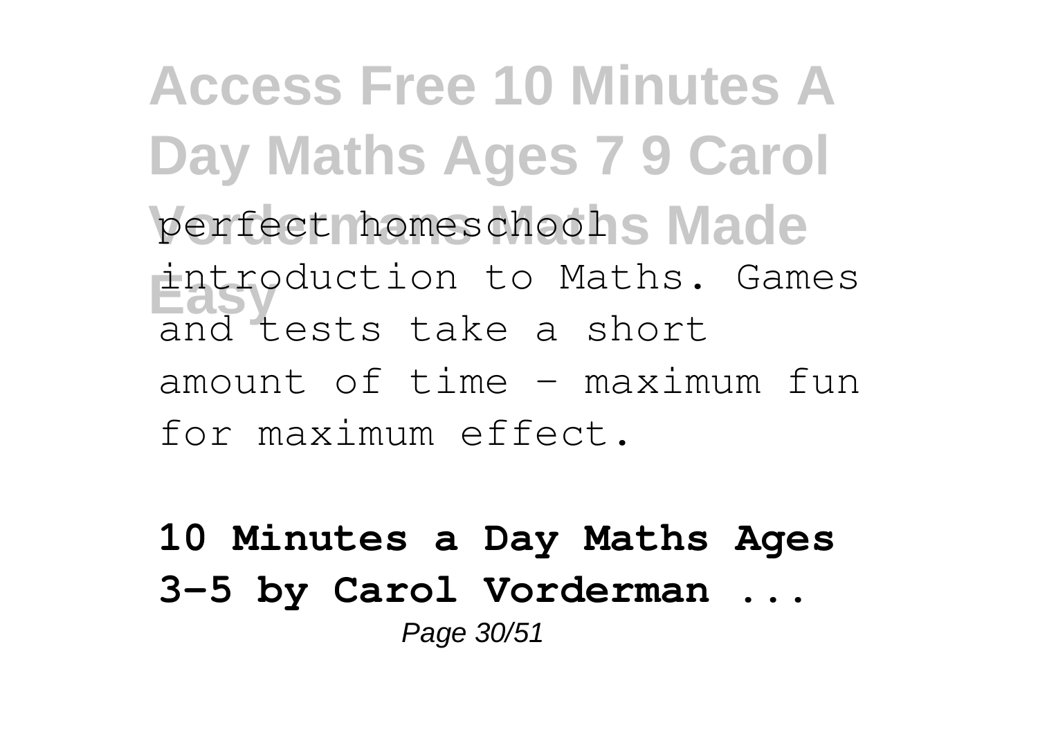perfect homeschool introduction to Maths. Games and tests take a short amount of time - maximum fun for maximum effect.

**10 Minutes a Day Maths Ages 3-5 by Carol Vorderman ...**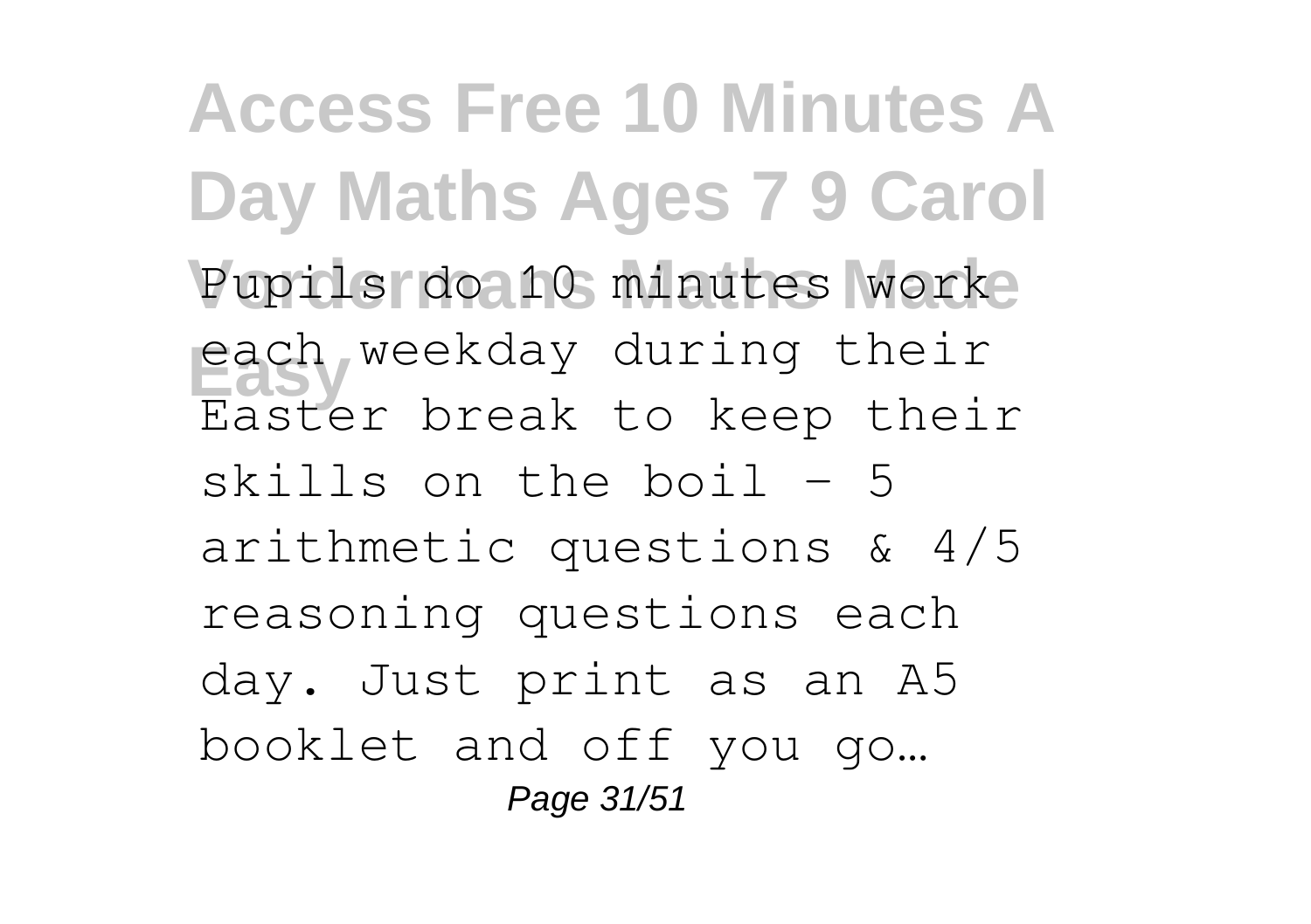Pupils do 10 minutes work each weekday during their Easter break to keep their skills on the boil - 5 arithmetic questions & 4/5 reasoning questions each day. Just print as an A5 booklet and off you go…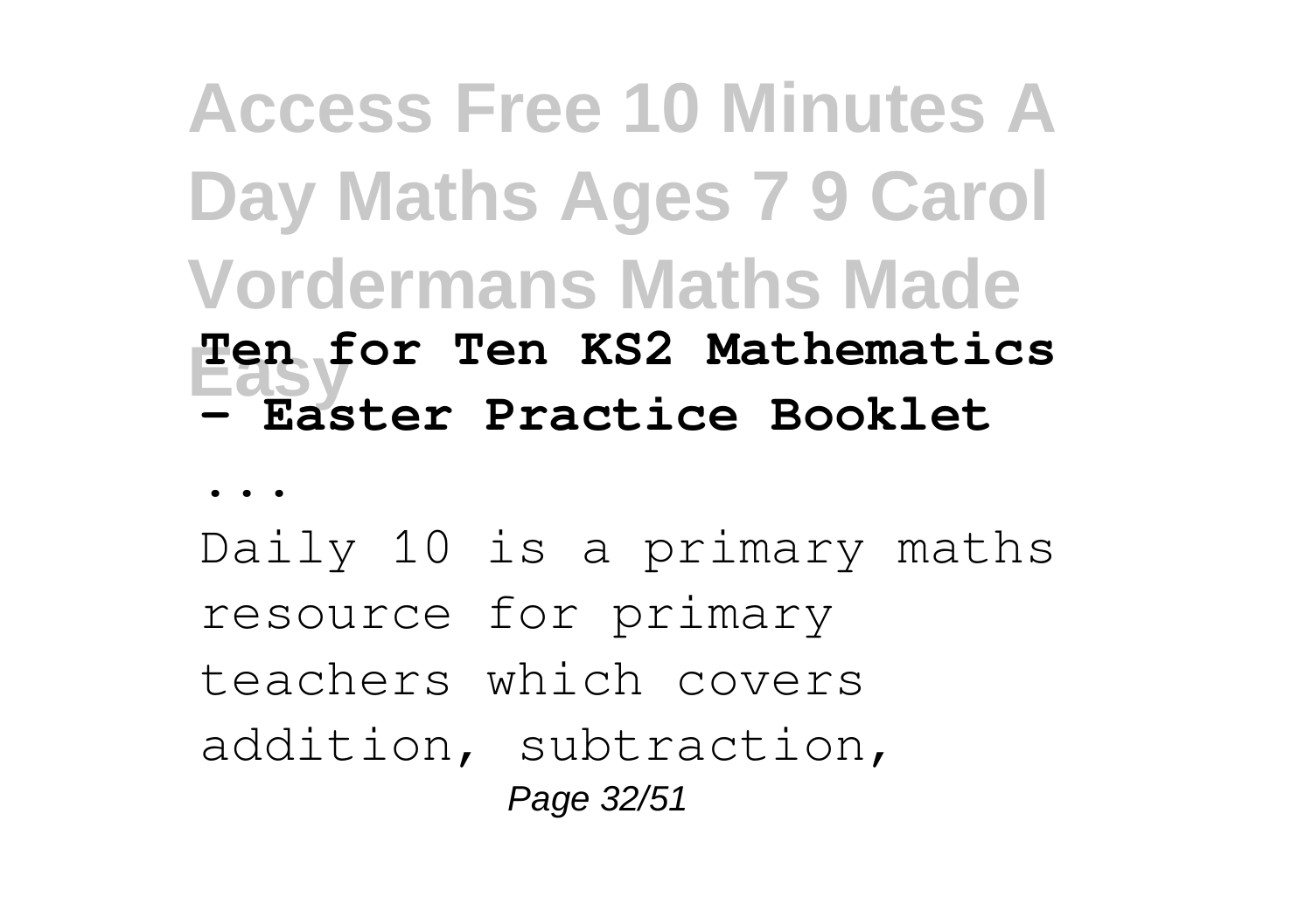**Ten for Ten KS2 Mathematics - Easter Practice Booklet ...**

Daily 10 is a primary maths resource for primary teachers which covers addition, subtraction,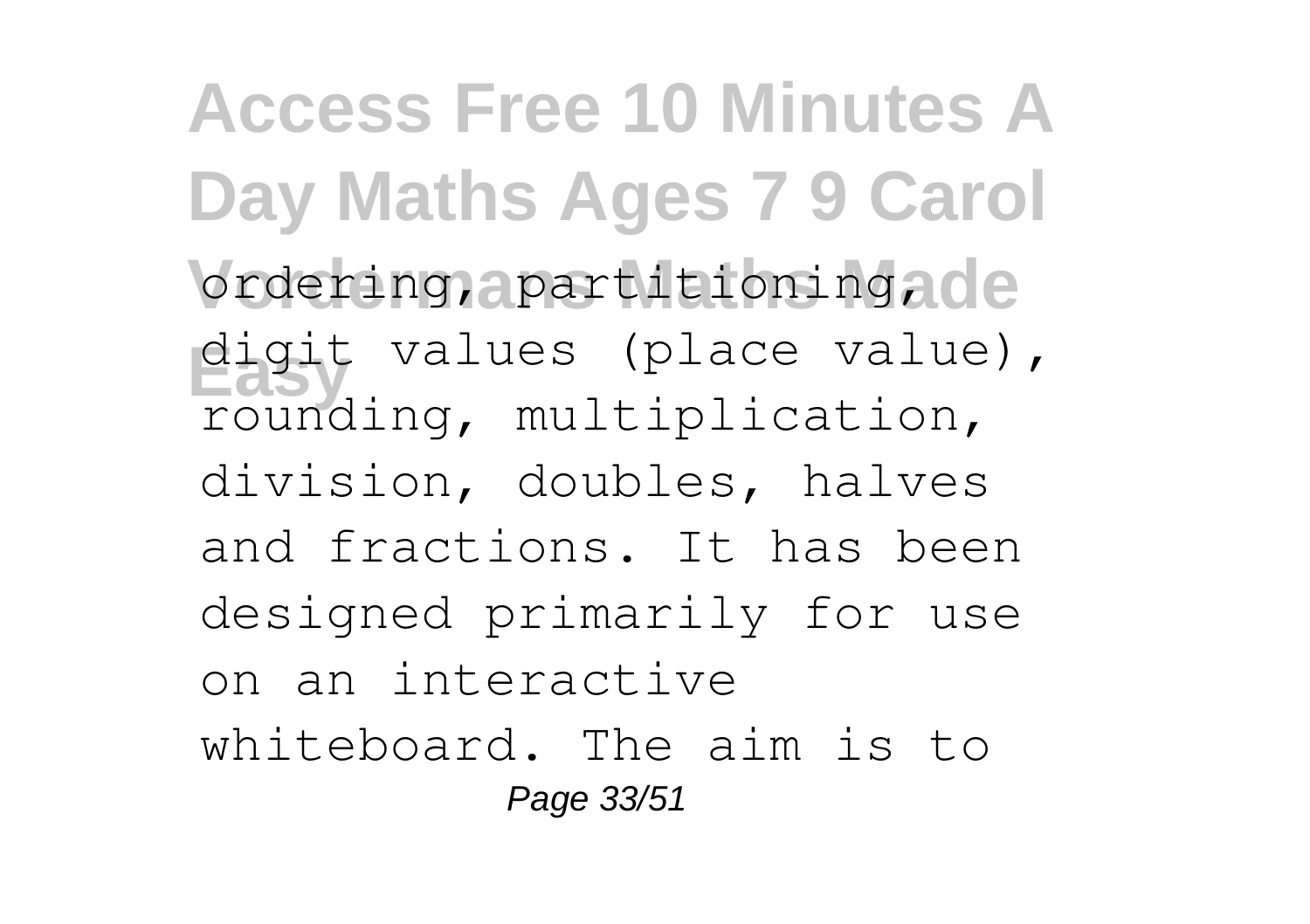ordering, partitioning, digit values (place value), rounding, multiplication, division, doubles, halves and fractions. It has been designed primarily for use on an interactive whiteboard. The aim is to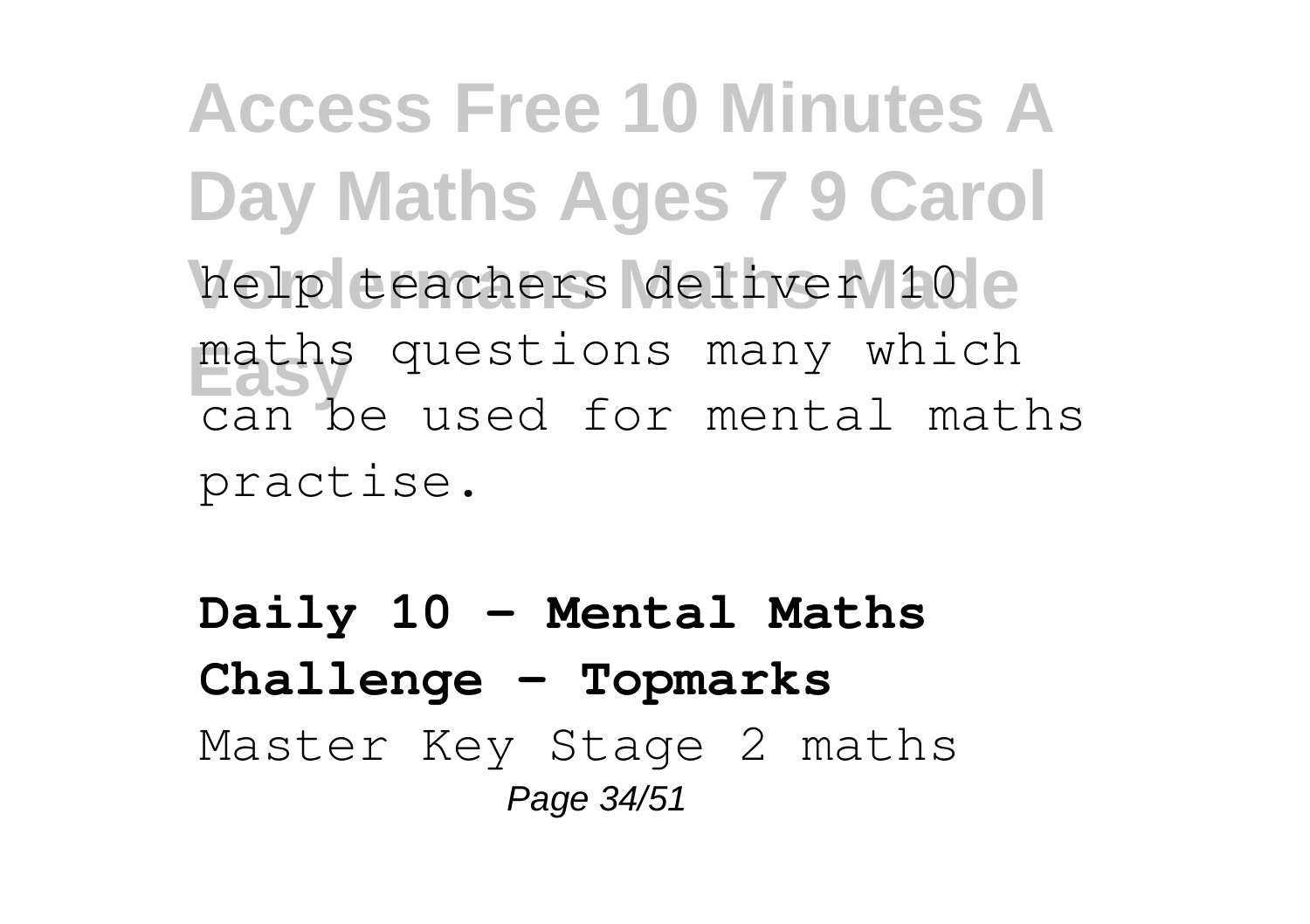help teachers deliver 10 maths questions many which can be used for mental maths practise.

**Daily 10 - Mental Maths Challenge - Topmarks**

Master Key Stage 2 maths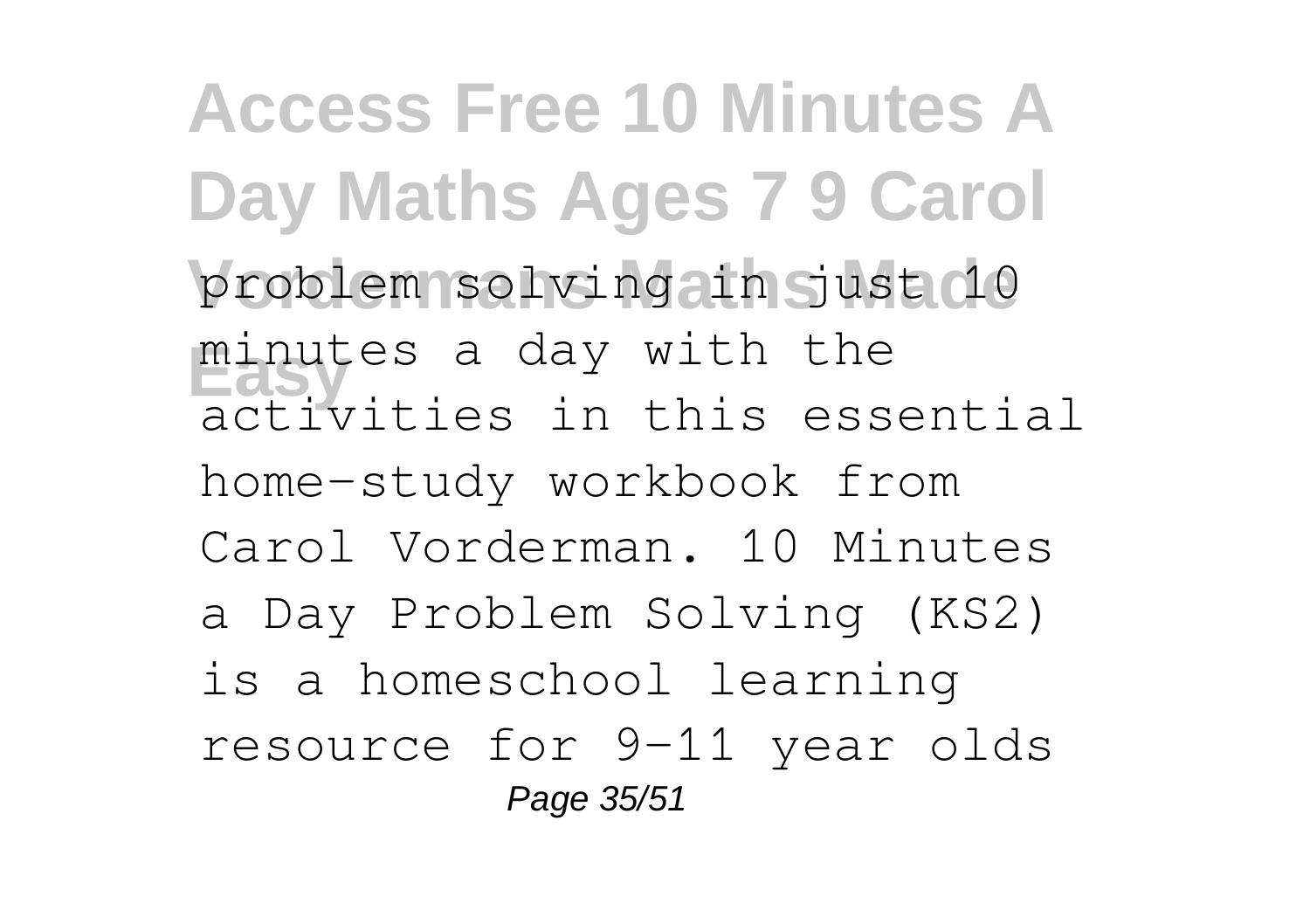problem solving in just 10 minutes a day with the activities in this essential home-study workbook from Carol Vorderman. 10 Minutes a Day Problem Solving (KS2) is a homeschool learning resource for 9-11 year olds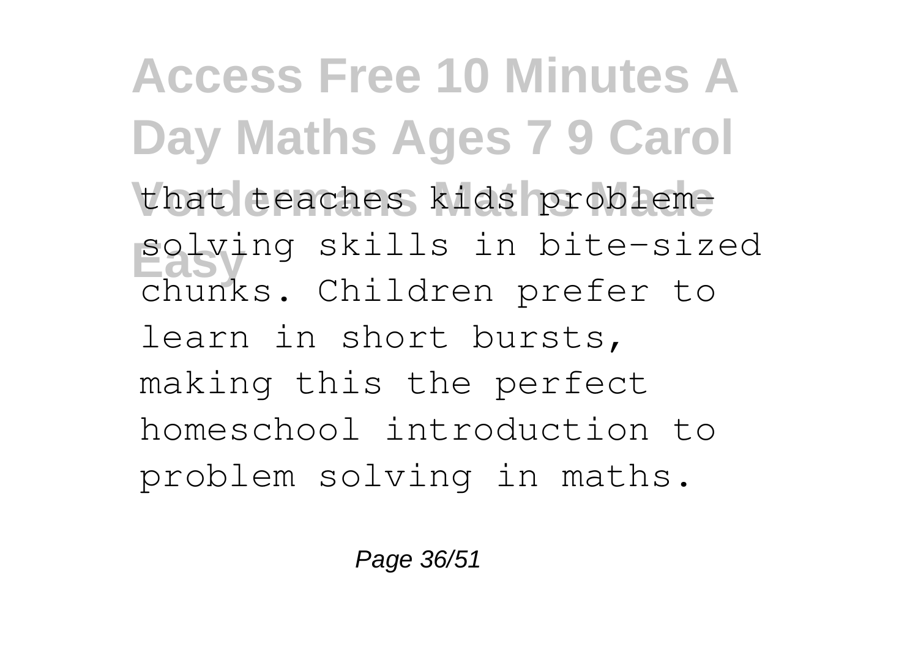that teaches kids problem-solving skills in bite-sized chunks. Children prefer to learn in short bursts, making this the perfect homeschool introduction to problem solving in maths.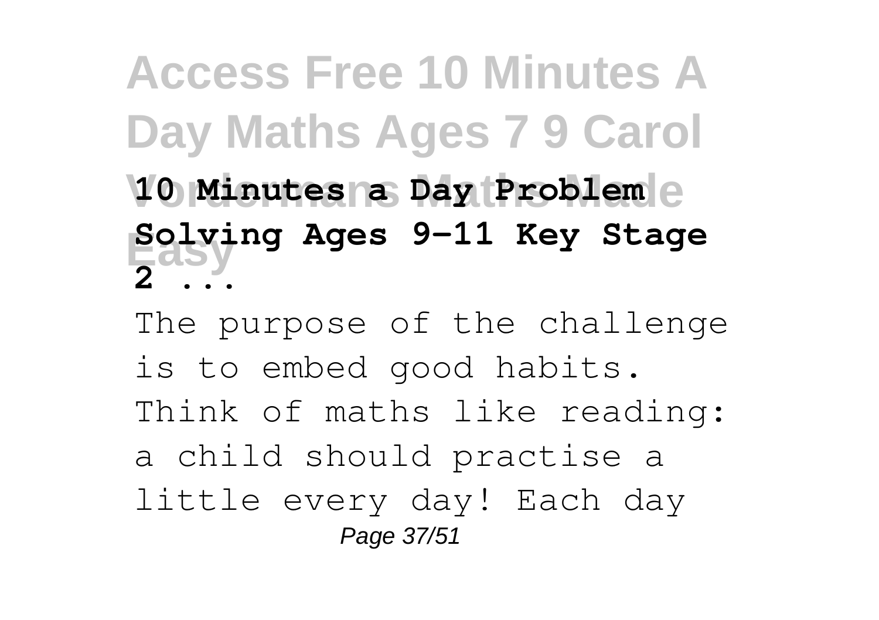**10 Minutes a Day Problem Solving Ages 9-11 Key Stage 2 ...**

The purpose of the challenge is to embed good habits. Think of maths like reading: a child should practise a little every day! Each day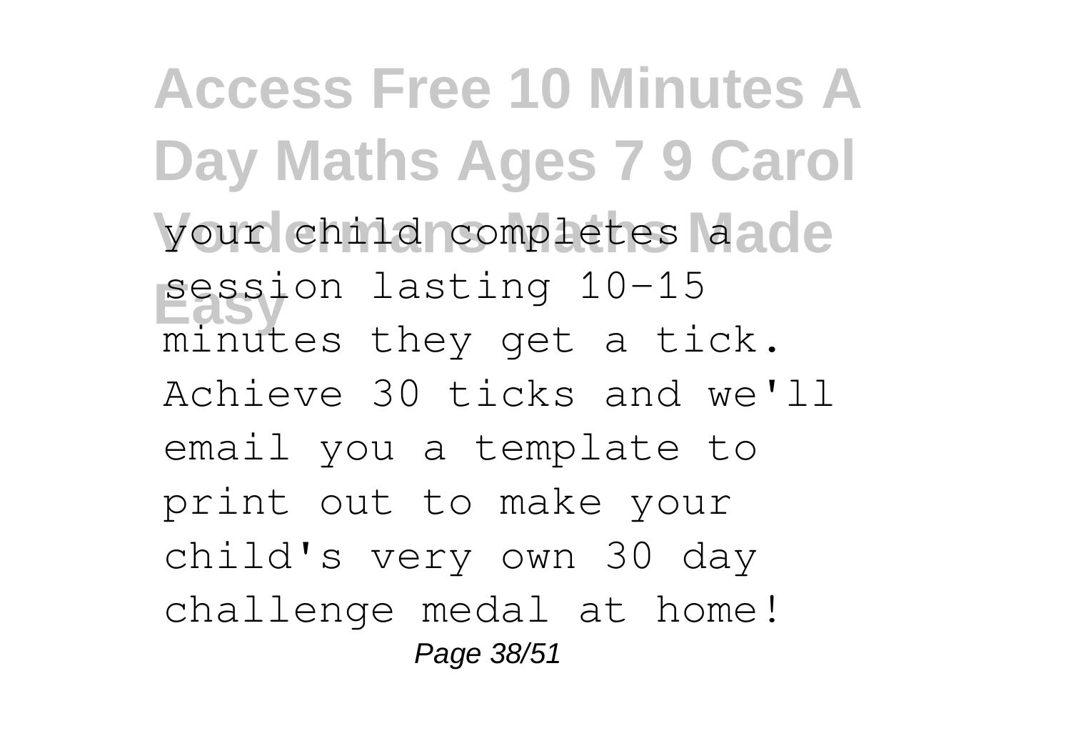your child completes a session lasting 10-15 minutes they get a tick. Achieve 30 ticks and we'll email you a template to print out to make your child's very own 30 day challenge medal at home!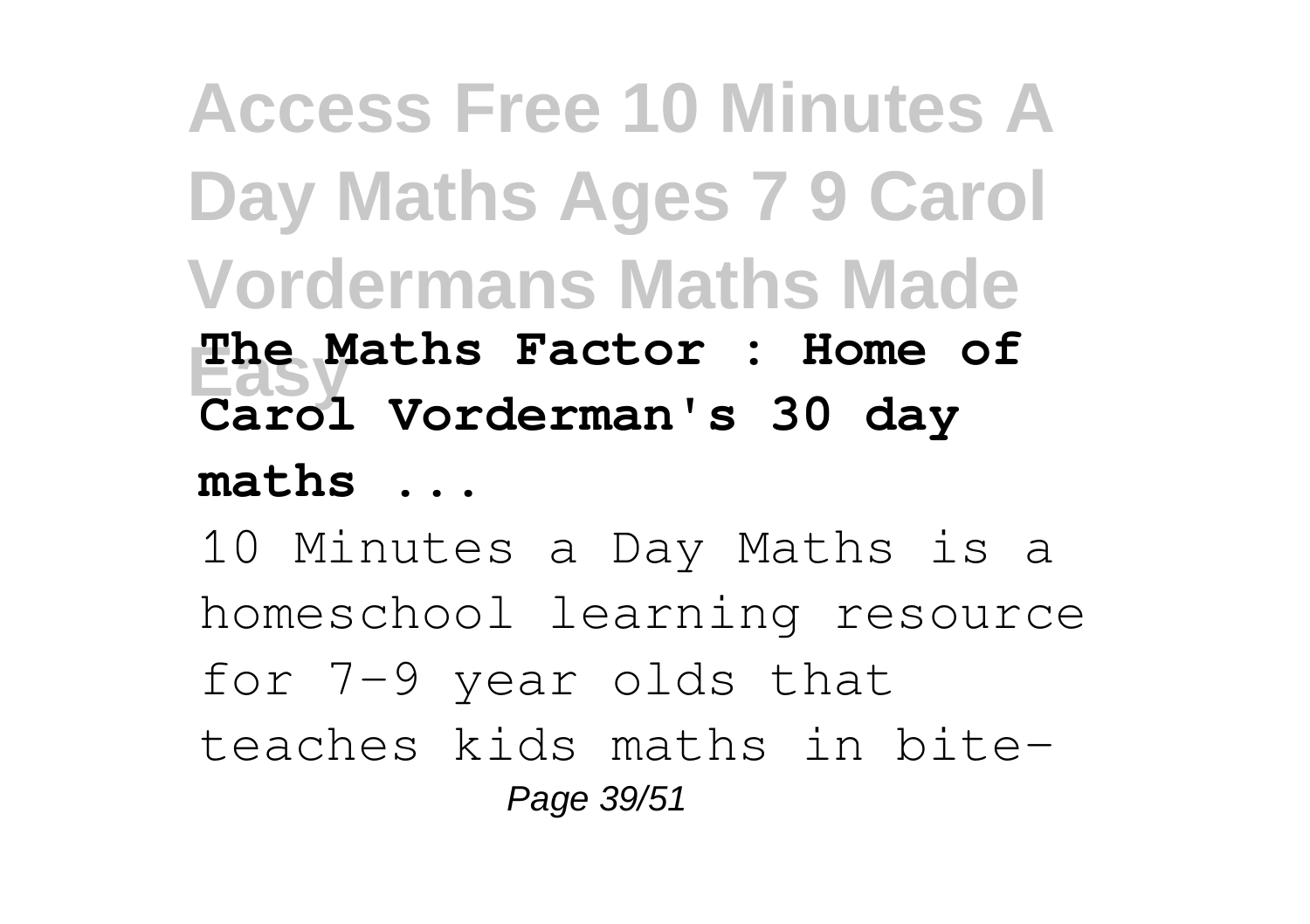**The Maths Factor : Home of Carol Vorderman's 30 day maths ...**

10 Minutes a Day Maths is a homeschool learning resource for 7-9 year olds that teaches kids maths in bite-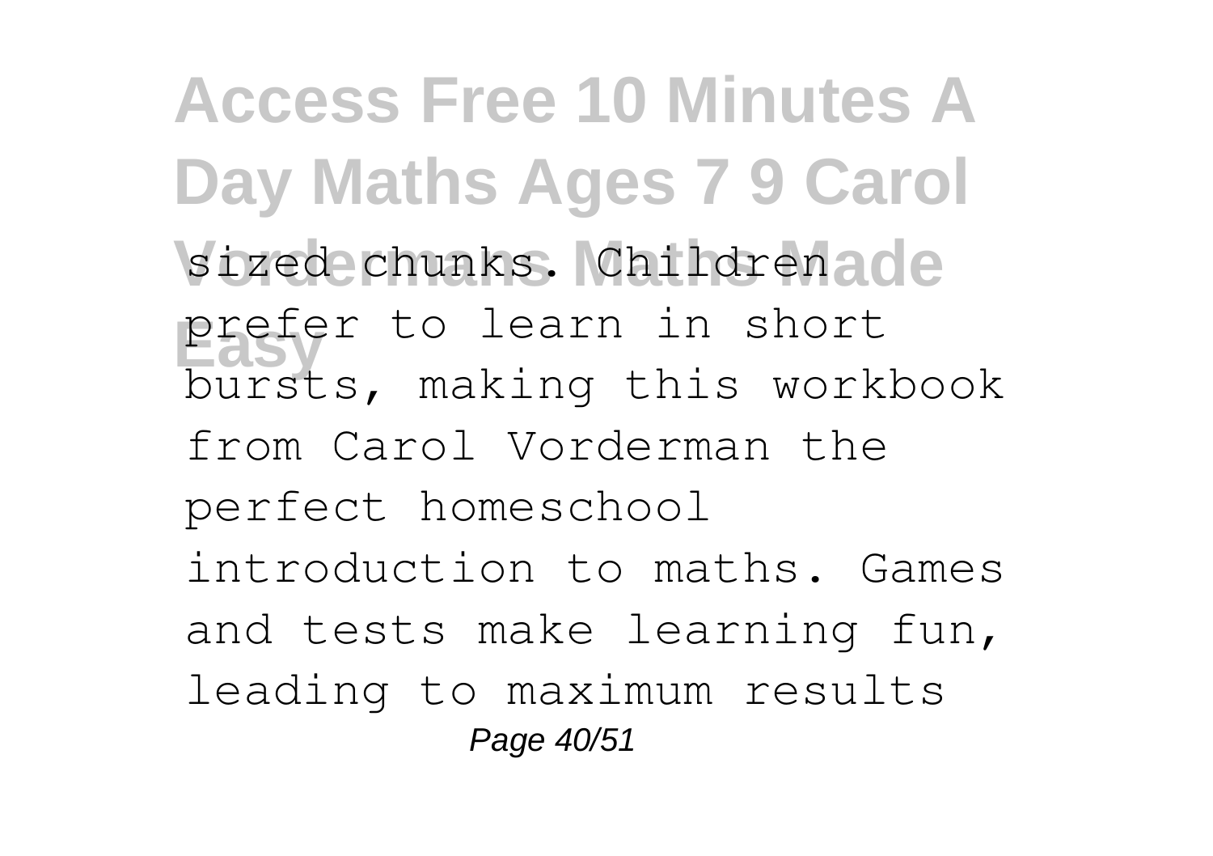sized chunks. Children prefer to learn in short bursts, making this workbook from Carol Vorderman the perfect homeschool introduction to maths. Games and tests make learning fun, leading to maximum results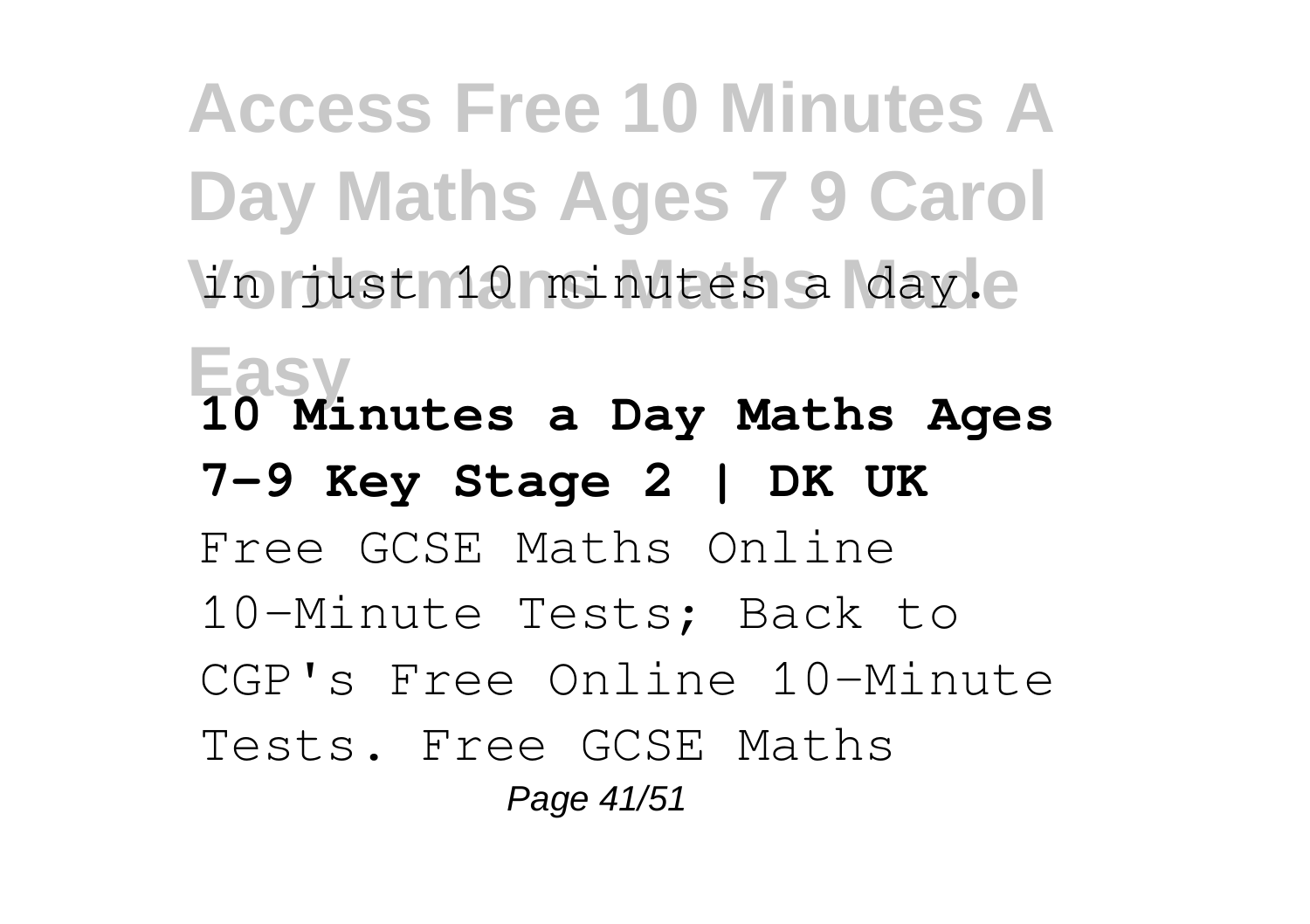in just 10 minutes a day.

**10 Minutes a Day Maths Ages 7-9 Key Stage 2 | DK UK**

Free GCSE Maths Online 10-Minute Tests; Back to CGP's Free Online 10-Minute Tests. Free GCSE Maths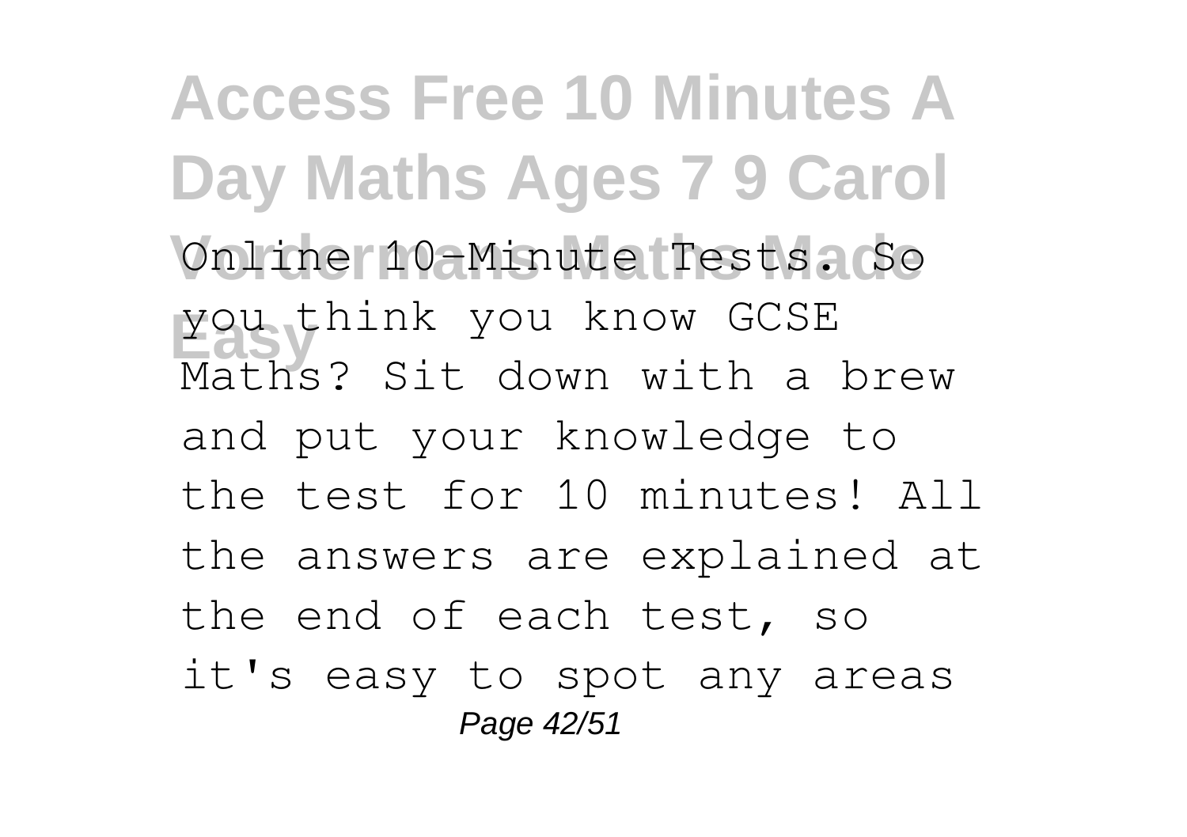Online 10-Minute Tests. So you think you know GCSE Maths? Sit down with a brew and put your knowledge to the test for 10 minutes! All the answers are explained at the end of each test, so it's easy to spot any areas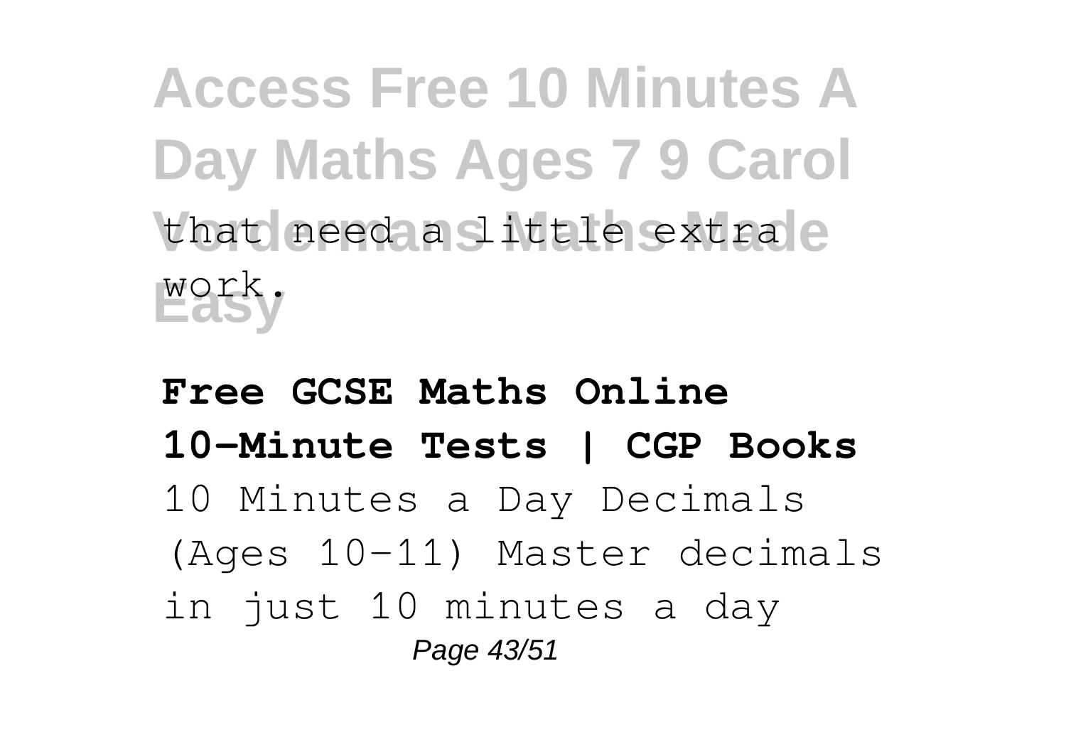that need a little extra work.

**Free GCSE Maths Online 10-Minute Tests | CGP Books**

10 Minutes a Day Decimals (Ages 10-11) Master decimals in just 10 minutes a day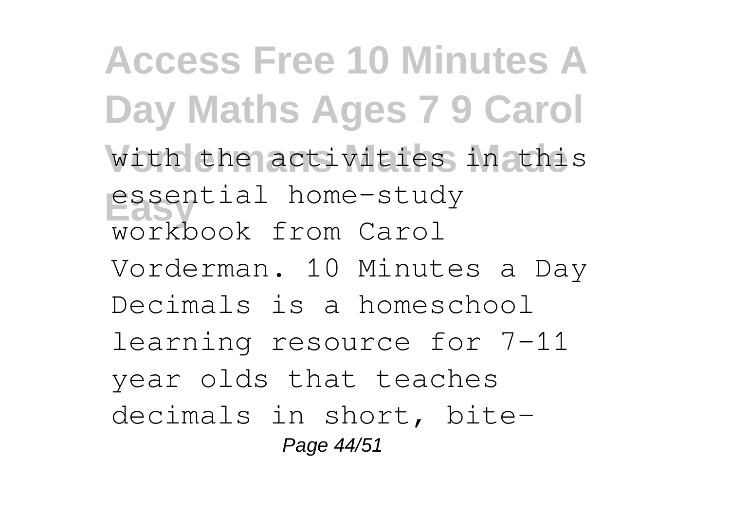with the activities in this essential home-study workbook from Carol Vorderman. 10 Minutes a Day Decimals is a homeschool learning resource for 7-11 year olds that teaches decimals in short, bite-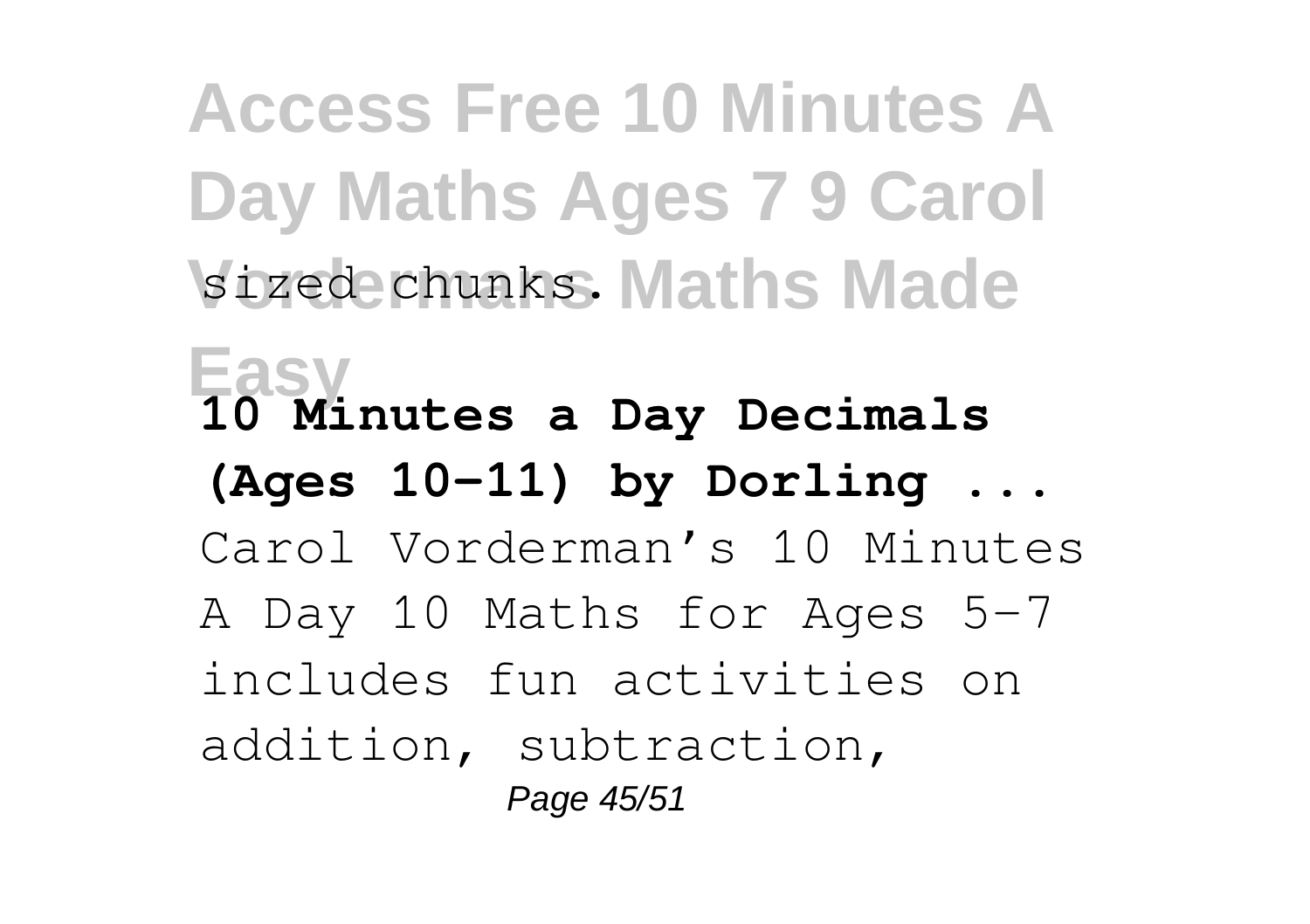sized chunks.

**10 Minutes a Day Decimals (Ages 10-11) by Dorling ...**

Carol Vorderman's 10 Minutes A Day 10 Maths for Ages 5-7 includes fun activities on addition, subtraction,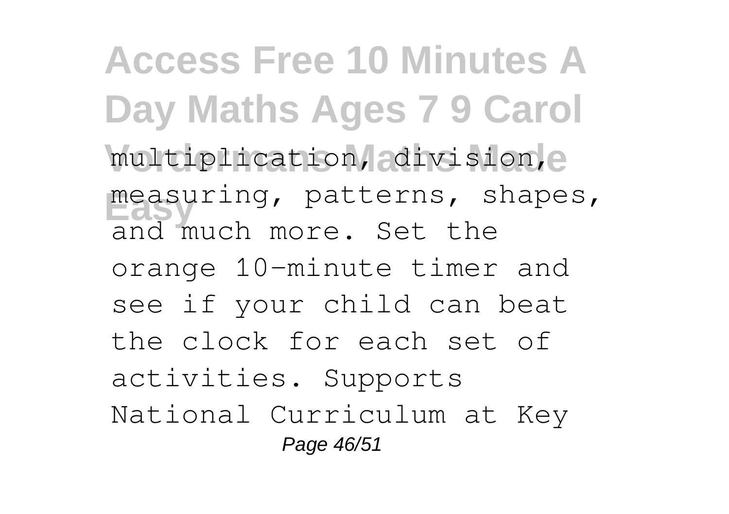multiplication, division, measuring, patterns, shapes, and much more. Set the orange 10-minute timer and see if your child can beat the clock for each set of activities. Supports National Curriculum at Key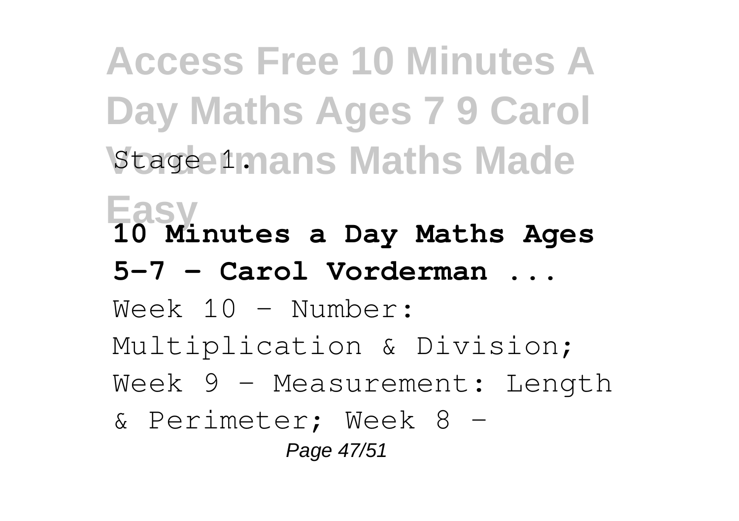Stage 1.

**10 Minutes a Day Maths Ages 5-7 - Carol Vorderman ...**

Week 10 - Number: Multiplication & Division; Week 9 - Measurement: Length & Perimeter; Week 8 -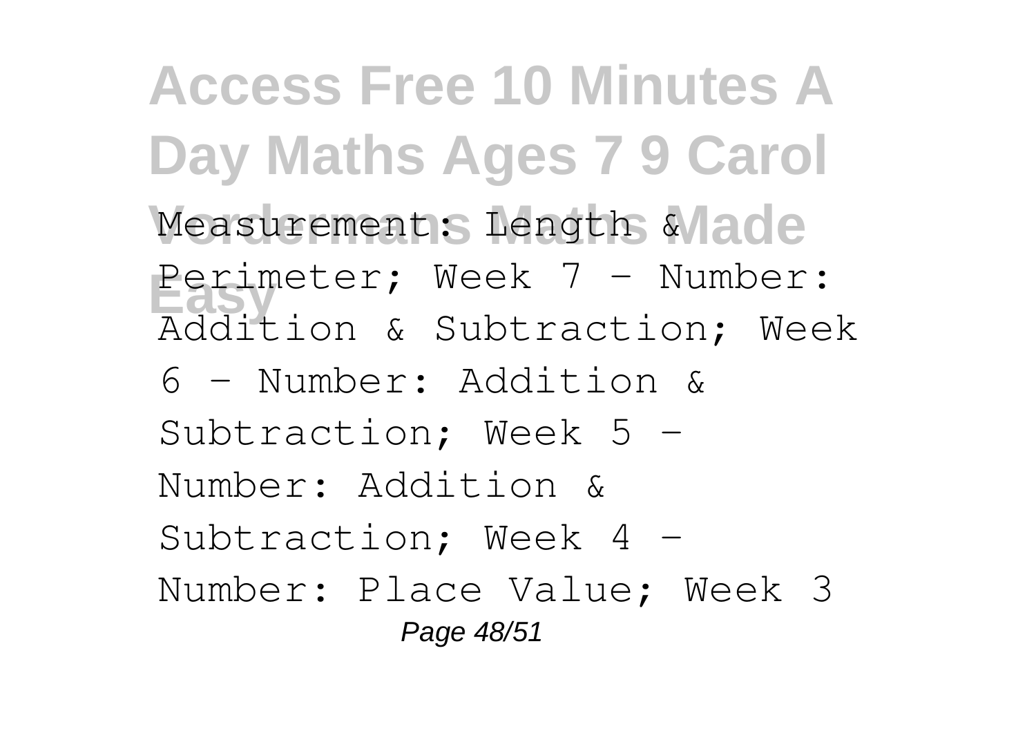Measurement: Length & Perimeter; Week 7 - Number: Addition & Subtraction; Week 6 - Number: Addition & Subtraction; Week 5 - Number: Addition & Subtraction; Week 4 - Number: Place Value; Week 3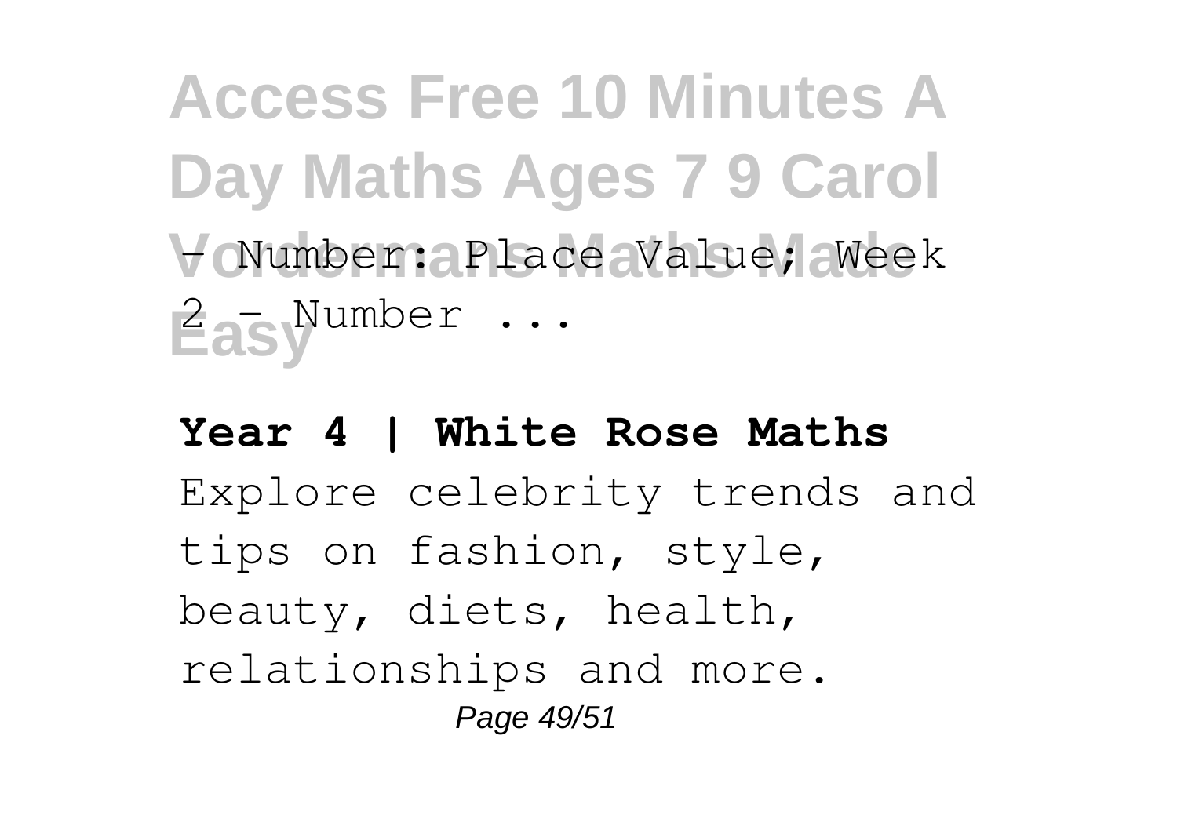- Number: Place Value; Week 2 - Number ...

**Year 4 | White Rose Maths**

Explore celebrity trends and tips on fashion, style, beauty, diets, health, relationships and more.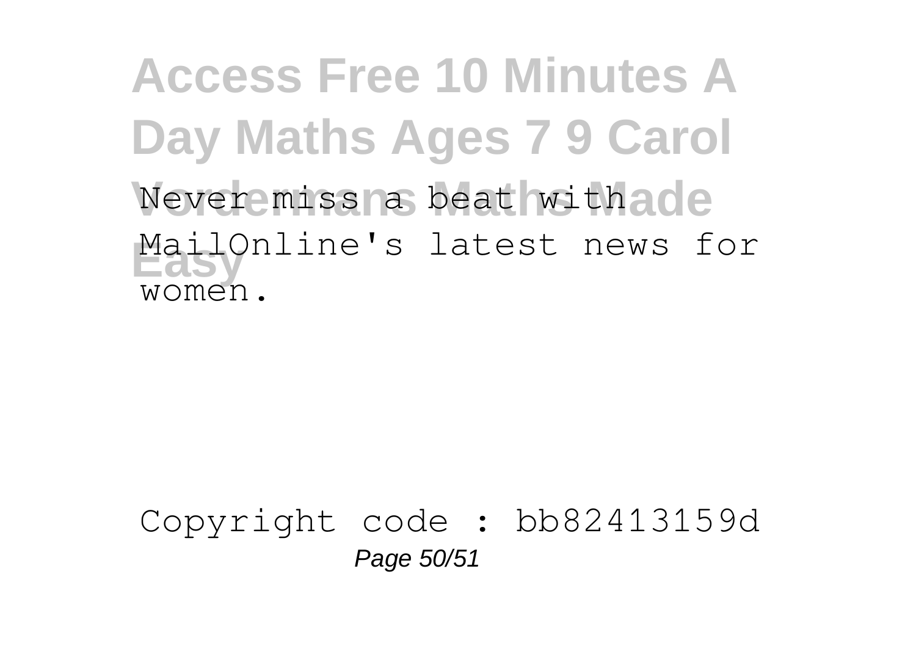Never miss a beat with MailOnline's latest news for women.

Copyright code : bb82413159d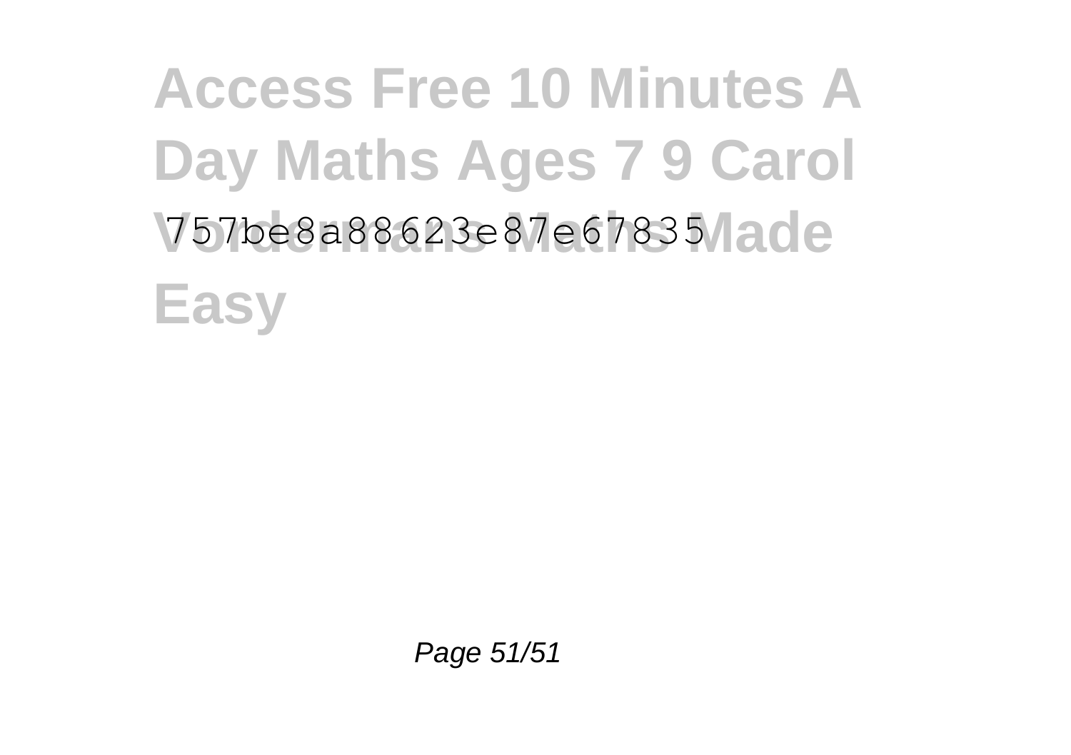757be8a88623e87e67835